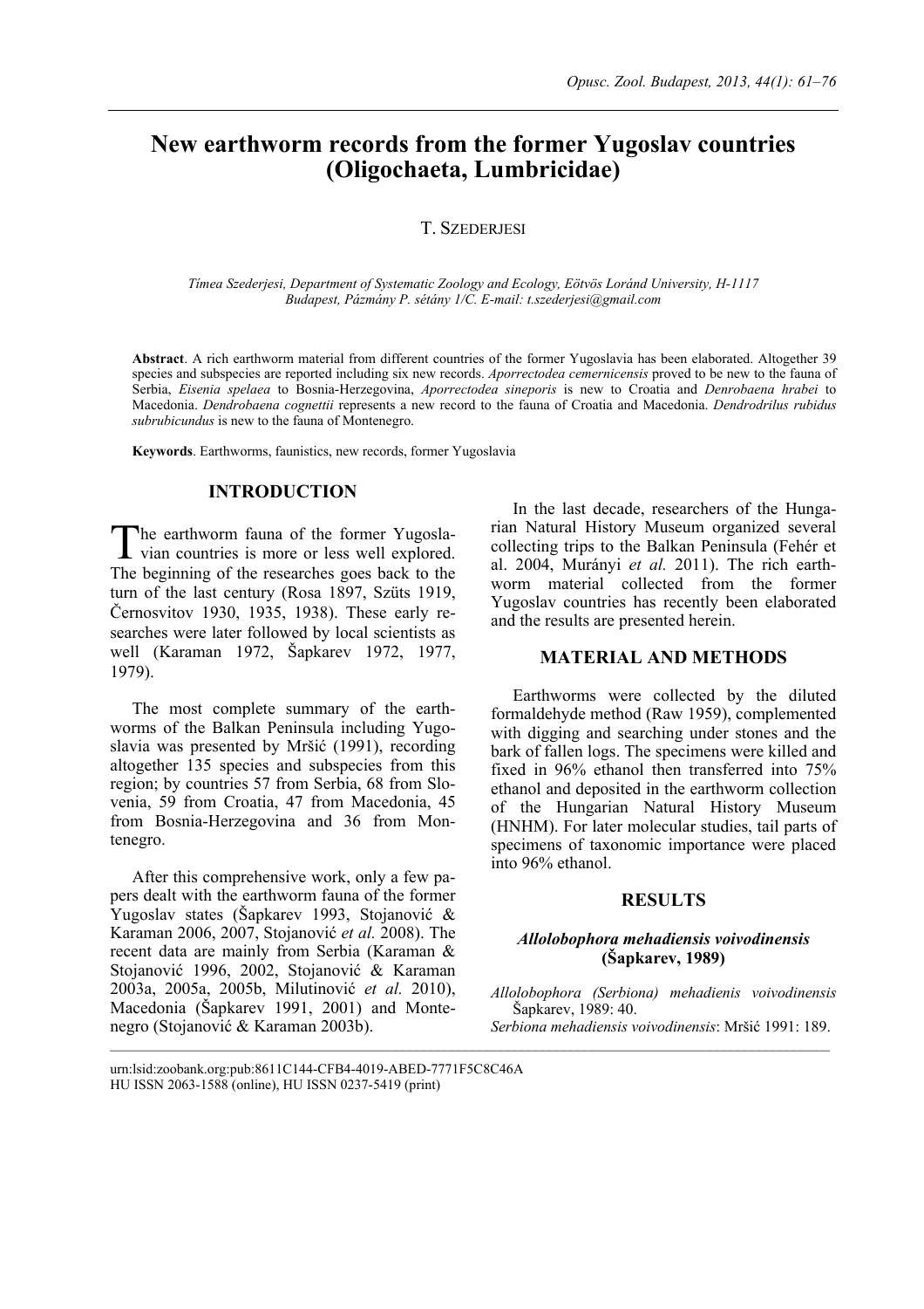# New earthworm records from the former Yugoslav countries (Oligochaeta, Lumbricidae)

T. SZEDERJESI

*Tímea Szederjesi, Department of Systematic Zoology and Ecology, Eötvös Loránd University, H-1117 Budapest, Pázmány P. sétány 1/C. E-mail: t.szederjesi@gmail.com*

**Abstract**. A rich earthworm material from different countries of the former Yugoslavia has been elaborated. Altogether 39 species and subspecies are reported including six new records. *Aporrectodea cemernicensis* proved to be new to the fauna of Serbia, *Eisenia spelaea* to Bosnia-Herzegovina, *Aporrectodea sineporis* is new to Croatia and *Denrobaena hrabei* to Macedonia. *Dendrobaena cognettii* represents a new record to the fauna of Croatia and Macedonia. *Dendrodrilus rubidus subrubicundus* is new to the fauna of Montenegro.

**Keywords**. Earthworms, faunistics, new records, former Yugoslavia

## INTRODUCTION

The earthworm fauna of the former Yugoslavian countries is more or less well explored. The beginning of the researches goes back to the turn of the last century (Rosa 1897, Szüts 1919, Černosvitov 1930, 1935, 1938). These early researches were later followed by local scientists as well (Karaman 1972, Šapkarev 1972, 1977, 1979).

The most complete summary of the earthworms of the Balkan Peninsula including Yugoslavia was presented by Mršić (1991), recording altogether 135 species and subspecies from this region; by countries 57 from Serbia, 68 from Slovenia, 59 from Croatia, 47 from Macedonia, 45 from Bosnia-Herzegovina and 36 from Montenegro.

After this comprehensive work, only a few papers dealt with the earthworm fauna of the former Yugoslav states (Šapkarev 1993, Stojanović & Karaman 2006, 2007, Stojanović *et al.* 2008). The recent data are mainly from Serbia (Karaman & Stojanović 1996, 2002, Stojanović & Karaman 2003a, 2005a, 2005b, Milutinović *et al.* 2010), Macedonia (Šapkarev 1991, 2001) and Montenegro (Stojanović & Karaman 2003b).

In the last decade, researchers of the Hungarian Natural History Museum organized several collecting trips to the Balkan Peninsula (Fehér et al. 2004, Murányi *et al.* 2011). The rich earthworm material collected from the former Yugoslav countries has recently been elaborated and the results are presented herein.

## MATERIAL AND METHODS

Earthworms were collected by the diluted formaldehyde method (Raw 1959), complemented with digging and searching under stones and the bark of fallen logs. The specimens were killed and fixed in 96% ethanol then transferred into 75% ethanol and deposited in the earthworm collection of the Hungarian Natural History Museum (HNHM). For later molecular studies, tail parts of specimens of taxonomic importance were placed into 96% ethanol.

## RESULTS

### *Allolobophora mehadiensis voivodinensis* (Šapkarev, 1989)

*Allolobophora (Serbiona) mehadienis voivodinensis* Šapkarev, 1989: 40.
*Serbiona mehadiensis voivodinensis*: Mršić 1991: 189.

urn:lsid:zoobank.org:pub:8611C144-CFB4-4019-ABED-7771F5C8C46A
HU ISSN 2063-1588 (online), HU ISSN 0237-5419 (print)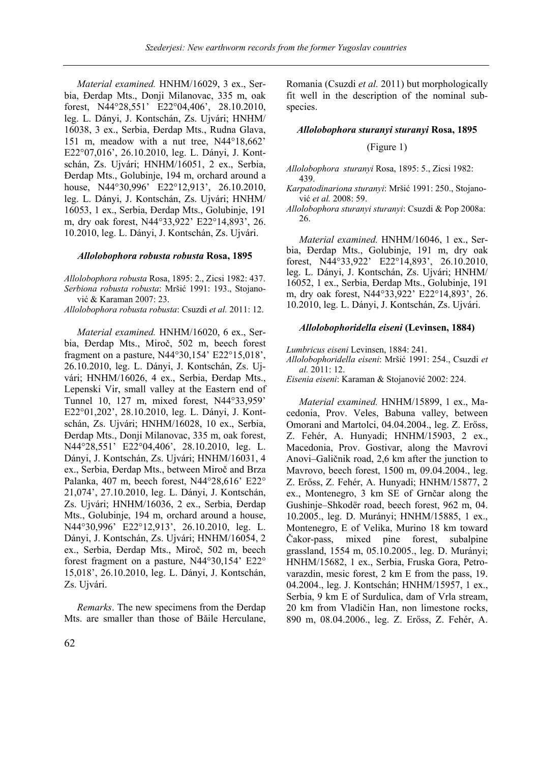*Material examined.* HNHM/16029, 3 ex., Serbia, Đerdap Mts., Donji Milanovac, 335 m, oak forest, N44°28,551' E22°04,406', 28.10.2010, leg. L. Dányi, J. Kontschán, Zs. Ujvári; HNHM/16038, 3 ex., Serbia, Đerdap Mts., Rudna Glava, 151 m, meadow with a nut tree, N44°18,662' E22°07,016', 26.10.2010, leg. L. Dányi, J. Kontschán, Zs. Ujvári; HNHM/16051, 2 ex., Serbia, Đerdap Mts., Golubinje, 194 m, orchard around a house, N44°30,996' E22°12,913', 26.10.2010, leg. L. Dányi, J. Kontschán, Zs. Ujvári; HNHM/16053, 1 ex., Serbia, Đerdap Mts., Golubinje, 191 m, dry oak forest, N44°33,922' E22°14,893', 26.10.2010, leg. L. Dányi, J. Kontschán, Zs. Ujvári.

#### *Allolobophora robusta robusta* Rosa, 1895

*Allolobophora robusta* Rosa, 1895: 2., Zicsi 1982: 437.
*Serbiona robusta robusta*: Mršić 1991: 193., Stojanović & Karaman 2007: 23.
*Allolobophora robusta robusta*: Csuzdi *et al.* 2011: 12.

*Material examined.* HNHM/16020, 6 ex., Serbia, Đerdap Mts., Miroč, 502 m, beech forest fragment on a pasture, N44°30,154' E22°15,018', 26.10.2010, leg. L. Dányi, J. Kontschán, Zs. Ujvári; HNHM/16026, 4 ex., Serbia, Đerdap Mts., Lepenski Vir, small valley at the Eastern end of Tunnel 10, 127 m, mixed forest, N44°33,959' E22°01,202', 28.10.2010, leg. L. Dányi, J. Kontschán, Zs. Ujvári; HNHM/16028, 10 ex., Serbia, Đerdap Mts., Donji Milanovac, 335 m, oak forest, N44°28,551' E22°04,406', 28.10.2010, leg. L. Dányi, J. Kontschán, Zs. Ujvári; HNHM/16031, 4 ex., Serbia, Đerdap Mts., between Miroč and Brza Palanka, 407 m, beech forest, N44°28,616' E22°21,074', 27.10.2010, leg. L. Dányi, J. Kontschán, Zs. Ujvári; HNHM/16036, 2 ex., Serbia, Đerdap Mts., Golubinje, 194 m, orchard around a house, N44°30,996' E22°12,913', 26.10.2010, leg. L. Dányi, J. Kontschán, Zs. Ujvári; HNHM/16054, 2 ex., Serbia, Đerdap Mts., Miroč, 502 m, beech forest fragment on a pasture, N44°30,154' E22°15,018', 26.10.2010, leg. L. Dányi, J. Kontschán, Zs. Ujvári.

*Remarks*. The new specimens from the Đerdap Mts. are smaller than those of Băile Herculane, Romania (Csuzdi *et al.* 2011) but morphologically fit well in the description of the nominal subspecies.

#### *Allolobophora sturanyi sturanyi* Rosa, 1895

(Figure 1)

*Allolobophora sturanyi* Rosa, 1895: 5., Zicsi 1982: 439.
*Karpatodinariona sturanyi*: Mršić 1991: 250., Stojanović *et al.* 2008: 59.
*Allolobophora sturanyi sturanyi*: Csuzdi & Pop 2008a: 26.

*Material examined.* HNHM/16046, 1 ex., Serbia, Đerdap Mts., Golubinje, 191 m, dry oak forest, N44°33,922' E22°14,893', 26.10.2010, leg. L. Dányi, J. Kontschán, Zs. Ujvári; HNHM/16052, 1 ex., Serbia, Đerdap Mts., Golubinje, 191 m, dry oak forest, N44°33,922' E22°14,893', 26.10.2010, leg. L. Dányi, J. Kontschán, Zs. Ujvári.

#### *Allolobophoridella eiseni* (Levinsen, 1884)

*Lumbricus eiseni* Levinsen, 1884: 241.
*Allolobophoridella eiseni*: Mršić 1991: 254., Csuzdi *et al.* 2011: 12.
*Eisenia eiseni*: Karaman & Stojanović 2002: 224.

*Material examined.* HNHM/15899, 1 ex., Macedonia, Prov. Veles, Babuna valley, between Omorani and Martolci, 04.04.2004., leg. Z. Erőss, Z. Fehér, A. Hunyadi; HNHM/15903, 2 ex., Macedonia, Prov. Gostivar, along the Mavrovi Anovi–Galičnik road, 2,6 km after the junction to Mavrovo, beech forest, 1500 m, 09.04.2004., leg. Z. Erőss, Z. Fehér, A. Hunyadi; HNHM/15877, 2 ex., Montenegro, 3 km SE of Grnčar along the Gushinje–Shkodër road, beech forest, 962 m, 04.10.2005., leg. D. Murányi; HNHM/15885, 1 ex., Montenegro, E of Velika, Murino 18 km toward Čakor-pass, mixed pine forest, subalpine grassland, 1554 m, 05.10.2005., leg. D. Murányi; HNHM/15682, 1 ex., Serbia, Fruska Gora, Petrovarazdin, mesic forest, 2 km E from the pass, 19.04.2004., leg. J. Kontschán; HNHM/15957, 1 ex., Serbia, 9 km E of Surdulica, dam of Vrla stream, 20 km from Vladičin Han, non limestone rocks, 890 m, 08.04.2006., leg. Z. Erőss, Z. Fehér, A.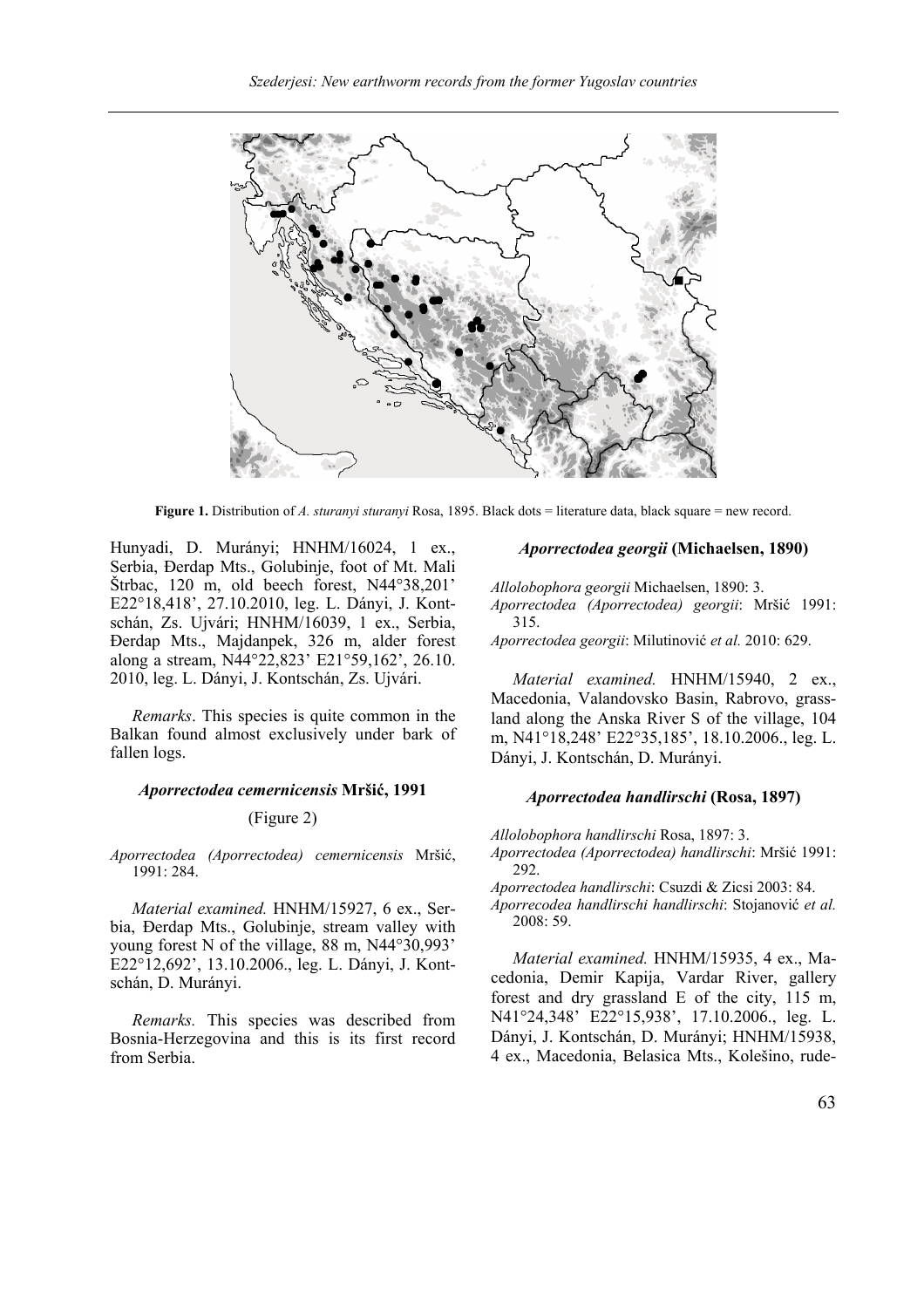**Figure 1.** Distribution of *A. sturanyi sturanyi* Rosa, 1895. Black dots = literature data, black square = new record.

Hunyadi, D. Murányi; HNHM/16024, 1 ex., Serbia, Đerdap Mts., Golubinje, foot of Mt. Mali Štrbac, 120 m, old beech forest, N44°38,201' E22°18,418', 27.10.2010, leg. L. Dányi, J. Kontschán, Zs. Ujvári; HNHM/16039, 1 ex., Serbia, Đerdap Mts., Majdanpek, 326 m, alder forest along a stream, N44°22,823' E21°59,162', 26.10. 2010, leg. L. Dányi, J. Kontschán, Zs. Ujvári.

*Remarks*. This species is quite common in the Balkan found almost exclusively under bark of fallen logs.

### *Aporrectodea cemernicensis* Mršić, 1991

(Figure 2)

*Aporrectodea (Aporrectodea) cemernicensis* Mršić, 1991: 284.

*Material examined.* HNHM/15927, 6 ex., Serbia, Đerdap Mts., Golubinje, stream valley with young forest N of the village, 88 m, N44°30,993' E22°12,692', 13.10.2006., leg. L. Dányi, J. Kontschán, D. Murányi.

*Remarks.* This species was described from Bosnia-Herzegovina and this is its first record from Serbia.

### *Aporrectodea georgii* (Michaelsen, 1890)

*Allolobophora georgii* Michaelsen, 1890: 3.
*Aporrectodea (Aporrectodea) georgii*: Mršić 1991: 315.
*Aporrectodea georgii*: Milutinović *et al.* 2010: 629.

*Material examined.* HNHM/15940, 2 ex., Macedonia, Valandovsko Basin, Rabrovo, grassland along the Anska River S of the village, 104 m, N41°18,248' E22°35,185', 18.10.2006., leg. L. Dányi, J. Kontschán, D. Murányi.

### *Aporrectodea handlirschi* (Rosa, 1897)

*Allolobophora handlirschi* Rosa, 1897: 3.
*Aporrectodea (Aporrectodea) handlirschi*: Mršić 1991: 292.
*Aporrectodea handlirschi*: Csuzdi & Zicsi 2003: 84.
*Aporrecodea handlirschi handlirschi*: Stojanović *et al.* 2008: 59.

*Material examined.* HNHM/15935, 4 ex., Macedonia, Demir Kapija, Vardar River, gallery forest and dry grassland E of the city, 115 m, N41°24,348' E22°15,938', 17.10.2006., leg. L. Dányi, J. Kontschán, D. Murányi; HNHM/15938, 4 ex., Macedonia, Belasica Mts., Kolešino, rude-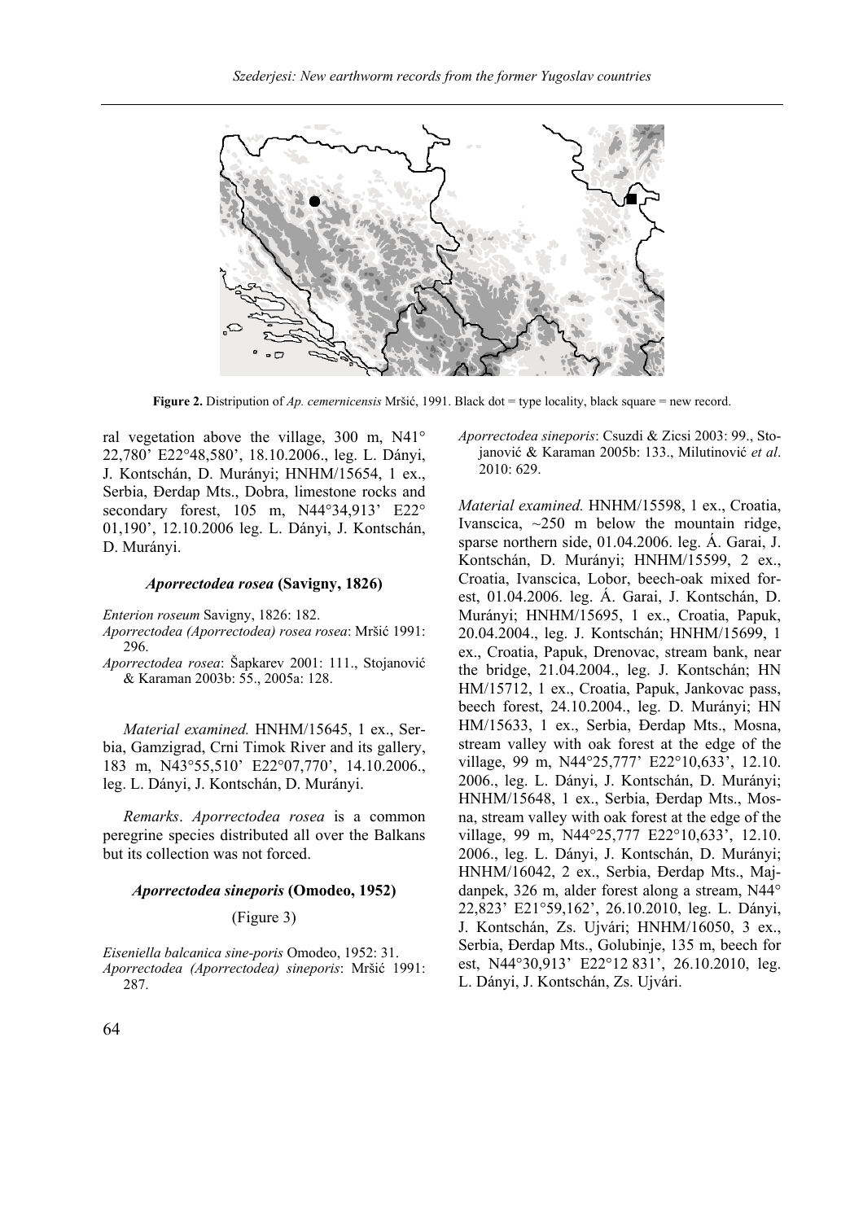**Figure 2.** Distripution of *Ap. cemernicensis* Mršić, 1991. Black dot = type locality, black square = new record.

ral vegetation above the village, 300 m, N41° 22,780' E22°48,580', 18.10.2006., leg. L. Dányi, J. Kontschán, D. Murányi; HNHM/15654, 1 ex., Serbia, Đerdap Mts., Dobra, limestone rocks and secondary forest, 105 m, N44°34,913' E22° 01,190', 12.10.2006 leg. L. Dányi, J. Kontschán, D. Murányi.

### *Aporrectodea rosea* (Savigny, 1826)

*Enterion roseum* Savigny, 1826: 182.
*Aporrectodea (Aporrectodea) rosea rosea*: Mršić 1991: 296.
*Aporrectodea rosea*: Šapkarev 2001: 111., Stojanović & Karaman 2003b: 55., 2005a: 128.

*Material examined.* HNHM/15645, 1 ex., Serbia, Gamzigrad, Crni Timok River and its gallery, 183 m, N43°55,510' E22°07,770', 14.10.2006., leg. L. Dányi, J. Kontschán, D. Murányi.

*Remarks*. *Aporrectodea rosea* is a common peregrine species distributed all over the Balkans but its collection was not forced.

### *Aporrectodea sineporis* (Omodeo, 1952)

(Figure 3)

*Eiseniella balcanica sine-poris* Omodeo, 1952: 31.
*Aporrectodea (Aporrectodea) sineporis*: Mršić 1991: 287.
*Aporrectodea sineporis*: Csuzdi & Zicsi 2003: 99., Stojanović & Karaman 2005b: 133., Milutinović *et al*. 2010: 629.

*Material examined.* HNHM/15598, 1 ex., Croatia, Ivanscica, ~250 m below the mountain ridge, sparse northern side, 01.04.2006. leg. Á. Garai, J. Kontschán, D. Murányi; HNHM/15599, 2 ex., Croatia, Ivanscica, Lobor, beech-oak mixed forest, 01.04.2006. leg. Á. Garai, J. Kontschán, D. Murányi; HNHM/15695, 1 ex., Croatia, Papuk, 20.04.2004., leg. J. Kontschán; HNHM/15699, 1 ex., Croatia, Papuk, Drenovac, stream bank, near the bridge, 21.04.2004., leg. J. Kontschán; HNHM/15712, 1 ex., Croatia, Papuk, Jankovac pass, beech forest, 24.10.2004., leg. D. Murányi; HNHM/15633, 1 ex., Serbia, Đerdap Mts., Mosna, stream valley with oak forest at the edge of the village, 99 m, N44°25,777' E22°10,633', 12.10. 2006., leg. L. Dányi, J. Kontschán, D. Murányi; HNHM/15648, 1 ex., Serbia, Đerdap Mts., Mosna, stream valley with oak forest at the edge of the village, 99 m, N44°25,777 E22°10,633', 12.10. 2006., leg. L. Dányi, J. Kontschán, D. Murányi; HNHM/16042, 2 ex., Serbia, Đerdap Mts., Majdanpek, 326 m, alder forest along a stream, N44° 22,823' E21°59,162', 26.10.2010, leg. L. Dányi, J. Kontschán, Zs. Ujvári; HNHM/16050, 3 ex., Serbia, Đerdap Mts., Golubinje, 135 m, beech forest, N44°30,913' E22°12 831', 26.10.2010, leg. L. Dányi, J. Kontschán, Zs. Ujvári.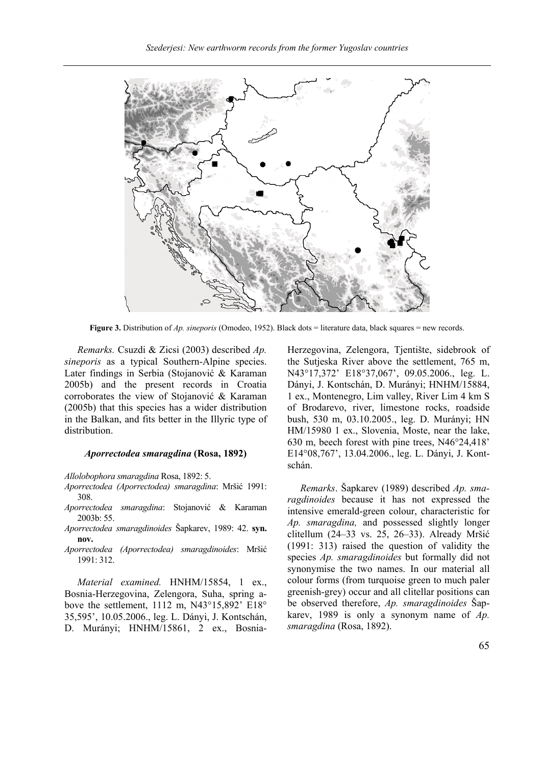**Figure 3.** Distribution of *Ap. sineporis* (Omodeo, 1952). Black dots = literature data, black squares = new records.

*Remarks.* Csuzdi & Zicsi (2003) described *Ap. sineporis* as a typical Southern-Alpine species. Later findings in Serbia (Stojanović & Karaman 2005b) and the present records in Croatia corroborates the view of Stojanović & Karaman (2005b) that this species has a wider distribution in the Balkan, and fits better in the Illyric type of distribution.

### *Aporrectodea smaragdina* (Rosa, 1892)

*Allolobophora smaragdina* Rosa, 1892: 5.

*Aporrectodea (Aporrectodea) smaragdina*: Mršić 1991: 308.

*Aporrectodea smaragdina*: Stojanović & Karaman 2003b: 55.

*Aporrectodea smaragdinoides* Šapkarev, 1989: 42. **syn. nov.**

*Aporrectodea (Aporrectodea) smaragdinoides*: Mršić 1991: 312.

*Material examined.* HNHM/15854, 1 ex., Bosnia-Herzegovina, Zelengora, Suha, spring above the settlement, 1112 m, N43°15,892' E18°35,595', 10.05.2006., leg. L. Dányi, J. Kontschán, D. Murányi; HNHM/15861, 2 ex., Bosnia-Herzegovina, Zelengora, Tjentište, sidebrook of the Sutjeska River above the settlement, 765 m, N43°17,372' E18°37,067', 09.05.2006., leg. L. Dányi, J. Kontschán, D. Murányi; HNHM/15884, 1 ex., Montenegro, Lim valley, River Lim 4 km S of Brodarevo, river, limestone rocks, roadside bush, 530 m, 03.10.2005., leg. D. Murányi; HNHM/15980 1 ex., Slovenia, Moste, near the lake, 630 m, beech forest with pine trees, N46°24,418' E14°08,767', 13.04.2006., leg. L. Dányi, J. Kontschán.

*Remarks*. Šapkarev (1989) described *Ap. smaragdinoides* because it has not expressed the intensive emerald-green colour, characteristic for *Ap. smaragdina,* and possessed slightly longer clitellum (24–33 vs. 25, 26–33). Already Mršić (1991: 313) raised the question of validity the species *Ap. smaragdinoides* but formally did not synonymise the two names. In our material all colour forms (from turquoise green to much paler greenish-grey) occur and all clitellar positions can be observed therefore, *Ap. smaragdinoides* Šapkarev, 1989 is only a synonym name of *Ap. smaragdina* (Rosa, 1892).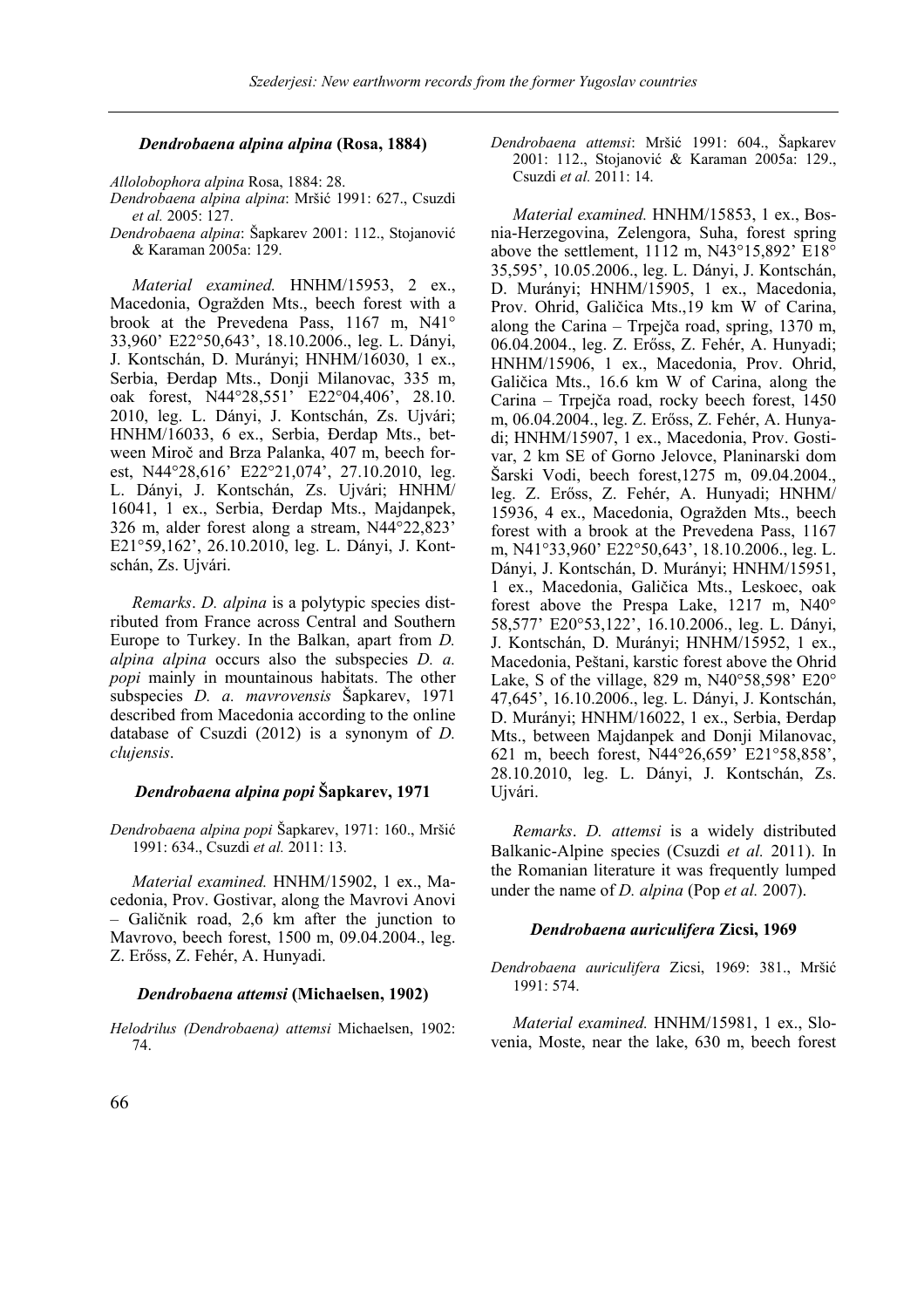### *Dendrobaena alpina alpina* (Rosa, 1884)

*Allolobophora alpina* Rosa, 1884: 28.
*Dendrobaena alpina alpina*: Mršić 1991: 627., Csuzdi *et al.* 2005: 127.
*Dendrobaena alpina*: Šapkarev 2001: 112., Stojanović & Karaman 2005a: 129.

*Material examined.* HNHM/15953, 2 ex., Macedonia, Ogražden Mts., beech forest with a brook at the Prevedena Pass, 1167 m, N41° 33,960' E22°50,643', 18.10.2006., leg. L. Dányi, J. Kontschán, D. Murányi; HNHM/16030, 1 ex., Serbia, Đerdap Mts., Donji Milanovac, 335 m, oak forest, N44°28,551' E22°04,406', 28.10. 2010, leg. L. Dányi, J. Kontschán, Zs. Ujvári; HNHM/16033, 6 ex., Serbia, Đerdap Mts., between Miroč and Brza Palanka, 407 m, beech forest, N44°28,616' E22°21,074', 27.10.2010, leg. L. Dányi, J. Kontschán, Zs. Ujvári; HNHM/ 16041, 1 ex., Serbia, Đerdap Mts., Majdanpek, 326 m, alder forest along a stream, N44°22,823' E21°59,162', 26.10.2010, leg. L. Dányi, J. Kontschán, Zs. Ujvári.

*Remarks*. *D. alpina* is a polytypic species distributed from France across Central and Southern Europe to Turkey. In the Balkan, apart from *D. alpina alpina* occurs also the subspecies *D. a. popi* mainly in mountainous habitats. The other subspecies *D. a. mavrovensis* Šapkarev, 1971 described from Macedonia according to the online database of Csuzdi (2012) is a synonym of *D. clujensis*.

### *Dendrobaena alpina popi* Šapkarev, 1971

*Dendrobaena alpina popi* Šapkarev, 1971: 160., Mršić 1991: 634., Csuzdi *et al.* 2011: 13.

*Material examined.* HNHM/15902, 1 ex., Macedonia, Prov. Gostivar, along the Mavrovi Anovi – Galičnik road, 2,6 km after the junction to Mavrovo, beech forest, 1500 m, 09.04.2004., leg. Z. Erőss, Z. Fehér, A. Hunyadi.

### *Dendrobaena attemsi* (Michaelsen, 1902)

*Helodrilus (Dendrobaena) attemsi* Michaelsen, 1902: 74.
*Dendrobaena attemsi*: Mršić 1991: 604., Šapkarev 2001: 112., Stojanović & Karaman 2005a: 129., Csuzdi *et al.* 2011: 14.

*Material examined.* HNHM/15853, 1 ex., Bosnia-Herzegovina, Zelengora, Suha, forest spring above the settlement, 1112 m, N43°15,892' E18° 35,595', 10.05.2006., leg. L. Dányi, J. Kontschán, D. Murányi; HNHM/15905, 1 ex., Macedonia, Prov. Ohrid, Galičica Mts.,19 km W of Carina, along the Carina – Trpejča road, spring, 1370 m, 06.04.2004., leg. Z. Erőss, Z. Fehér, A. Hunyadi; HNHM/15906, 1 ex., Macedonia, Prov. Ohrid, Galičica Mts., 16.6 km W of Carina, along the Carina – Trpejča road, rocky beech forest, 1450 m, 06.04.2004., leg. Z. Erőss, Z. Fehér, A. Hunyadi; HNHM/15907, 1 ex., Macedonia, Prov. Gostivar, 2 km SE of Gorno Jelovce, Planinarski dom Šarski Vodi, beech forest,1275 m, 09.04.2004., leg. Z. Erőss, Z. Fehér, A. Hunyadi; HNHM/ 15936, 4 ex., Macedonia, Ogražden Mts., beech forest with a brook at the Prevedena Pass, 1167 m, N41°33,960' E22°50,643', 18.10.2006., leg. L. Dányi, J. Kontschán, D. Murányi; HNHM/15951, 1 ex., Macedonia, Galičica Mts., Leskoec, oak forest above the Prespa Lake, 1217 m, N40° 58,577' E20°53,122', 16.10.2006., leg. L. Dányi, J. Kontschán, D. Murányi; HNHM/15952, 1 ex., Macedonia, Peštani, karstic forest above the Ohrid Lake, S of the village, 829 m, N40°58,598' E20° 47,645', 16.10.2006., leg. L. Dányi, J. Kontschán, D. Murányi; HNHM/16022, 1 ex., Serbia, Đerdap Mts., between Majdanpek and Donji Milanovac, 621 m, beech forest, N44°26,659' E21°58,858', 28.10.2010, leg. L. Dányi, J. Kontschán, Zs. Ujvári.

*Remarks*. *D. attemsi* is a widely distributed Balkanic-Alpine species (Csuzdi *et al.* 2011). In the Romanian literature it was frequently lumped under the name of *D. alpina* (Pop *et al.* 2007).

### *Dendrobaena auriculifera* Zicsi, 1969

*Dendrobaena auriculifera* Zicsi, 1969: 381., Mršić 1991: 574.

*Material examined.* HNHM/15981, 1 ex., Slovenia, Moste, near the lake, 630 m, beech forest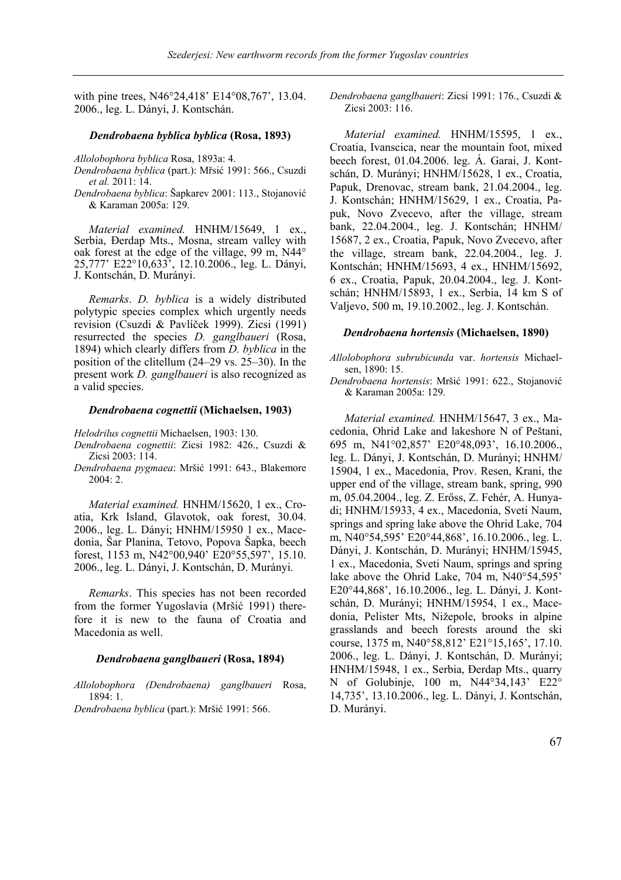with pine trees, N46°24,418' E14°08,767', 13.04. 2006., leg. L. Dányi, J. Kontschán.

### *Dendrobaena byblica byblica* (Rosa, 1893)

*Allolobophora byblica* Rosa, 1893a: 4.
*Dendrobaena byblica* (part.): Mřsić 1991: 566., Csuzdi *et al.* 2011: 14.
*Dendrobaena byblica*: Šapkarev 2001: 113., Stojanović & Karaman 2005a: 129.

*Material examined.* HNHM/15649, 1 ex., Serbia, Đerdap Mts., Mosna, stream valley with oak forest at the edge of the village, 99 m, N44° 25,777' E22°10,633', 12.10.2006., leg. L. Dányi, J. Kontschán, D. Murányi.

*Remarks*. *D. byblica* is a widely distributed polytypic species complex which urgently needs revision (Csuzdi & Pavlíček 1999). Zicsi (1991) resurrected the species *D. ganglbaueri* (Rosa, 1894) which clearly differs from *D. byblica* in the position of the clitellum (24–29 vs. 25–30). In the present work *D. ganglbaueri* is also recognized as a valid species.

### *Dendrobaena cognettii* (Michaelsen, 1903)

*Helodrilus cognettii* Michaelsen, 1903: 130.
*Dendrobaena cognettii*: Zicsi 1982: 426., Csuzdi & Zicsi 2003: 114.
*Dendrobaena pygmaea*: Mršić 1991: 643., Blakemore 2004: 2.

*Material examined.* HNHM/15620, 1 ex., Croatia, Krk Island, Glavotok, oak forest, 30.04. 2006., leg. L. Dányi; HNHM/15950 1 ex., Macedonia, Šar Planina, Tetovo, Popova Šapka, beech forest, 1153 m, N42°00,940' E20°55,597', 15.10. 2006., leg. L. Dányi, J. Kontschán, D. Murányi.

*Remarks*. This species has not been recorded from the former Yugoslavia (Mršić 1991) therefore it is new to the fauna of Croatia and Macedonia as well.

### *Dendrobaena ganglbaueri* (Rosa, 1894)

*Allolobophora (Dendrobaena) ganglbaueri* Rosa, 1894: 1.
*Dendrobaena byblica* (part.): Mršić 1991: 566.
*Dendrobaena ganglbaueri*: Zicsi 1991: 176., Csuzdi & Zicsi 2003: 116.

*Material examined.* HNHM/15595, 1 ex., Croatia, Ivanscica, near the mountain foot, mixed beech forest, 01.04.2006. leg. Á. Garai, J. Kontschán, D. Murányi; HNHM/15628, 1 ex., Croatia, Papuk, Drenovac, stream bank, 21.04.2004., leg. J. Kontschán; HNHM/15629, 1 ex., Croatia, Papuk, Novo Zvecevo, after the village, stream bank, 22.04.2004., leg. J. Kontschán; HNHM/15687, 2 ex., Croatia, Papuk, Novo Zvecevo, after the village, stream bank, 22.04.2004., leg. J. Kontschán; HNHM/15693, 4 ex., HNHM/15692, 6 ex., Croatia, Papuk, 20.04.2004., leg. J. Kontschán; HNHM/15893, 1 ex., Serbia, 14 km S of Valjevo, 500 m, 19.10.2002., leg. J. Kontschán.

### *Dendrobaena hortensis* (Michaelsen, 1890)

*Allolobophora subrubicunda* var. *hortensis* Michaelsen, 1890: 15.
*Dendrobaena hortensis*: Mršić 1991: 622., Stojanović & Karaman 2005a: 129.

*Material examined.* HNHM/15647, 3 ex., Macedonia, Ohrid Lake and lakeshore N of Peštani, 695 m, N41°02,857' E20°48,093', 16.10.2006., leg. L. Dányi, J. Kontschán, D. Murányi; HNHM/15904, 1 ex., Macedonia, Prov. Resen, Krani, the upper end of the village, stream bank, spring, 990 m, 05.04.2004., leg. Z. Erőss, Z. Fehér, A. Hunyadi; HNHM/15933, 4 ex., Macedonia, Sveti Naum, springs and spring lake above the Ohrid Lake, 704 m, N40°54,595' E20°44,868', 16.10.2006., leg. L. Dányi, J. Kontschán, D. Murányi; HNHM/15945, 1 ex., Macedonia, Sveti Naum, springs and spring lake above the Ohrid Lake, 704 m, N40°54,595' E20°44,868', 16.10.2006., leg. L. Dányi, J. Kontschán, D. Murányi; HNHM/15954, 1 ex., Macedonia, Pelister Mts, Nižepole, brooks in alpine grasslands and beech forests around the ski course, 1375 m, N40°58,812' E21°15,165', 17.10. 2006., leg. L. Dányi, J. Kontschán, D. Murányi; HNHM/15948, 1 ex., Serbia, Đerdap Mts., quarry N of Golubinje, 100 m, N44°34,143' E22° 14,735', 13.10.2006., leg. L. Dányi, J. Kontschán, D. Murányi.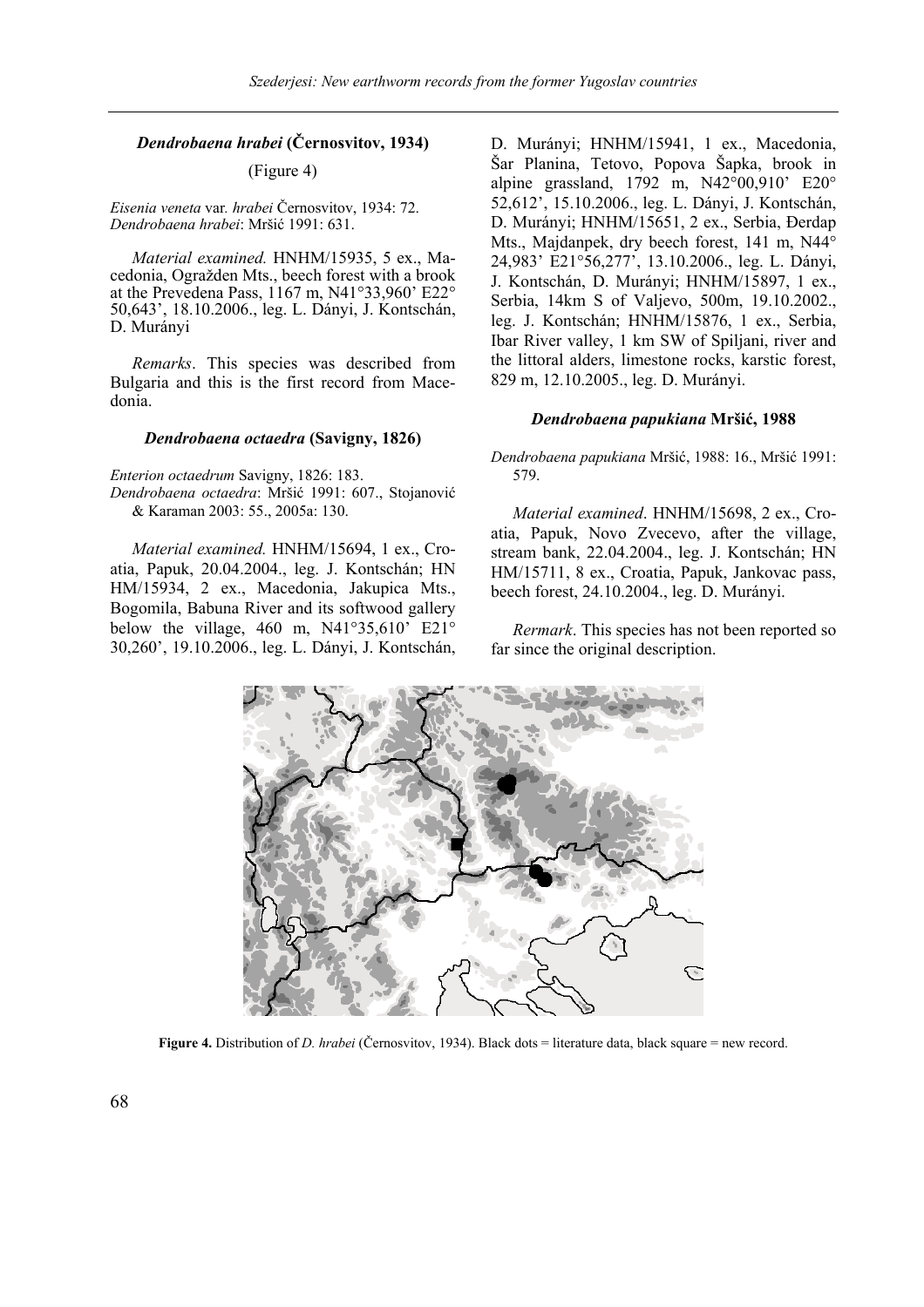### *Dendrobaena hrabei* (Černosvitov, 1934)

(Figure 4)

*Eisenia veneta* var. *hrabei* Černosvitov, 1934: 72.
*Dendrobaena hrabei*: Mršić 1991: 631.

*Material examined.* HNHM/15935, 5 ex., Macedonia, Ograždem Mts., beech forest with a brook at the Prevedena Pass, 1167 m, N41°33,960' E22° 50,643', 18.10.2006., leg. L. Dányi, J. Kontschán, D. Murányi

*Remarks*. This species was described from Bulgaria and this is the first record from Macedonia.

### *Dendrobaena octaedra* (Savigny, 1826)

*Enterion octaedrum* Savigny, 1826: 183.
*Dendrobaena octaedra*: Mršić 1991: 607., Stojanović & Karaman 2003: 55., 2005a: 130.

*Material examined.* HNHM/15694, 1 ex., Croatia, Papuk, 20.04.2004., leg. J. Kontschán; HNHM/15934, 2 ex., Macedonia, Jakupica Mts., Bogomila, Babuna River and its softwood gallery below the village, 460 m, N41°35,610' E21° 30,260', 19.10.2006., leg. L. Dányi, J. Kontschán, D. Murányi; HNHM/15941, 1 ex., Macedonia, Šar Planina, Tetovo, Popova Šapka, brook in alpine grassland, 1792 m, N42°00,910' E20° 52,612', 15.10.2006., leg. L. Dányi, J. Kontschán, D. Murányi; HNHM/15651, 2 ex., Serbia, Đerdap Mts., Majdanpek, dry beech forest, 141 m, N44° 24,983' E21°56,277', 13.10.2006., leg. L. Dányi, J. Kontschán, D. Murányi; HNHM/15897, 1 ex., Serbia, 14km S of Valjevo, 500m, 19.10.2002., leg. J. Kontschán; HNHM/15876, 1 ex., Serbia, Ibar River valley, 1 km SW of Spiljani, river and the littoral alders, limestone rocks, karstic forest, 829 m, 12.10.2005., leg. D. Murányi.

### *Dendrobaena papukiana* Mršić, 1988

*Dendrobaena papukiana* Mršić, 1988: 16., Mršić 1991: 579.

*Material examined*. HNHM/15698, 2 ex., Croatia, Papuk, Novo Zvecevo, after the village, stream bank, 22.04.2004., leg. J. Kontschán; HNHM/15711, 8 ex., Croatia, Papuk, Jankovac pass, beech forest, 24.10.2004., leg. D. Murányi.

*Rermark*. This species has not been reported so far since the original description.

**Figure 4.** Distribution of *D. hrabei* (Černosvitov, 1934). Black dots = literature data, black square = new record.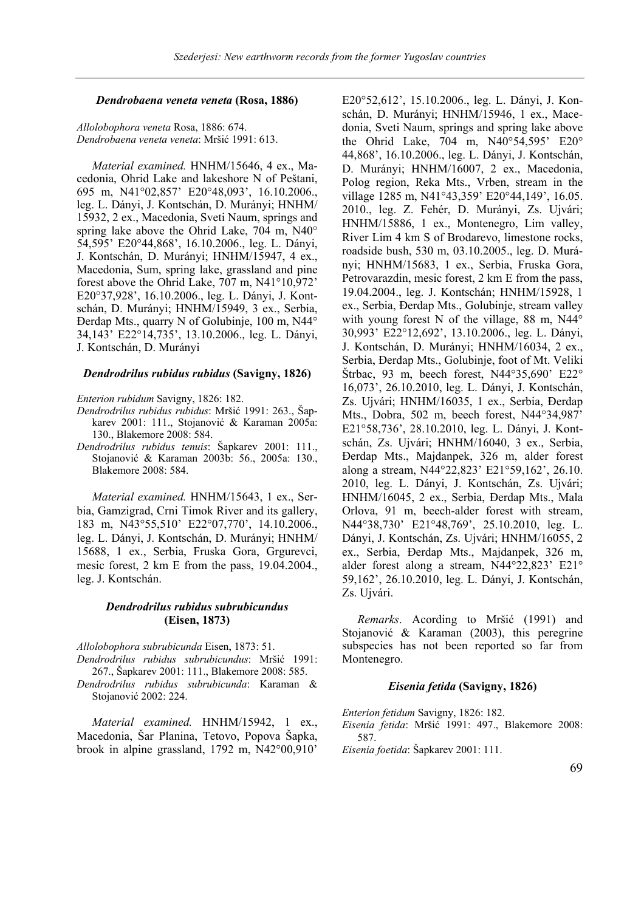### *Dendrobaena veneta veneta* (Rosa, 1886)

*Allolobophora veneta* Rosa, 1886: 674.
*Dendrobaena veneta veneta*: Mršić 1991: 613.

*Material examined.* HNHM/15646, 4 ex., Macedonia, Ohrid Lake and lakeshore N of Peštani, 695 m, N41°02,857' E20°48,093', 16.10.2006., leg. L. Dányi, J. Kontschán, D. Murányi; HNHM/15932, 2 ex., Macedonia, Sveti Naum, springs and spring lake above the Ohrid Lake, 704 m, N40°54,595' E20°44,868', 16.10.2006., leg. L. Dányi, J. Kontschán, D. Murányi; HNHM/15947, 4 ex., Macedonia, Sum, spring lake, grassland and pine forest above the Ohrid Lake, 707 m, N41°10,972' E20°37,928', 16.10.2006., leg. L. Dányi, J. Kontschán, D. Murányi; HNHM/15949, 3 ex., Serbia, Đerdap Mts., quarry N of Golubinje, 100 m, N44°34,143' E22°14,735', 13.10.2006., leg. L. Dányi, J. Kontschán, D. Murányi

### *Dendrodrilus rubidus rubidus* (Savigny, 1826)

*Enterion rubidum* Savigny, 1826: 182.
*Dendrodrilus rubidus rubidus*: Mršić 1991: 263., Šapkarev 2001: 111., Stojanović & Karaman 2005a: 130., Blakemore 2008: 584.
*Dendrodrilus rubidus tenuis*: Šapkarev 2001: 111., Stojanović & Karaman 2003b: 56., 2005a: 130., Blakemore 2008: 584.

*Material examined.* HNHM/15643, 1 ex., Serbia, Gamzigrad, Crni Timok River and its gallery, 183 m, N43°55,510' E22°07,770', 14.10.2006., leg. L. Dányi, J. Kontschán, D. Murányi; HNHM/15688, 1 ex., Serbia, Fruska Gora, Grgurevci, mesic forest, 2 km E from the pass, 19.04.2004., leg. J. Kontschán.

### *Dendrodrilus rubidus subrubicundus* (Eisen, 1873)

*Allolobophora subrubicunda* Eisen, 1873: 51.
*Dendrodrilus rubidus subrubicundus*: Mršić 1991: 267., Šapkarev 2001: 111., Blakemore 2008: 585.
*Dendrodrilus rubidus subrubicunda*: Karaman & Stojanović 2002: 224.

*Material examined.* HNHM/15942, 1 ex., Macedonia, Šar Planina, Tetovo, Popova Šapka, brook in alpine grassland, 1792 m, N42°00,910' E20°52,612', 15.10.2006., leg. L. Dányi, J. Kontschán, D. Murányi; HNHM/15946, 1 ex., Macedonia, Sveti Naum, springs and spring lake above the Ohrid Lake, 704 m, N40°54,595' E20°44,868', 16.10.2006., leg. L. Dányi, J. Kontschán, D. Murányi; HNHM/16007, 2 ex., Macedonia, Polog region, Reka Mts., Vrben, stream in the village 1285 m, N41°43,359' E20°44,149', 16.05.2010., leg. Z. Fehér, D. Murányi, Zs. Ujvári; HNHM/15886, 1 ex., Montenegro, Lim valley, River Lim 4 km S of Brodarevo, limestone rocks, roadside bush, 530 m, 03.10.2005., leg. D. Murányi; HNHM/15683, 1 ex., Serbia, Fruska Gora, Petrovarazdin, mesic forest, 2 km E from the pass, 19.04.2004., leg. J. Kontschán; HNHM/15928, 1 ex., Serbia, Đerdap Mts., Golubinje, stream valley with young forest N of the village, 88 m, N44°30,993' E22°12,692', 13.10.2006., leg. L. Dányi, J. Kontschán, D. Murányi; HNHM/16034, 2 ex., Serbia, Đerdap Mts., Golubinje, foot of Mt. Veliki Štrbac, 93 m, beech forest, N44°35,690' E22°16,073', 26.10.2010, leg. L. Dányi, J. Kontschán, Zs. Ujvári; HNHM/16035, 1 ex., Serbia, Đerdap Mts., Dobra, 502 m, beech forest, N44°34,987' E21°58,736', 28.10.2010, leg. L. Dányi, J. Kontschán, Zs. Ujvári; HNHM/16040, 3 ex., Serbia, Đerdap Mts., Majdanpek, 326 m, alder forest along a stream, N44°22,823' E21°59,162', 26.10.2010, leg. L. Dányi, J. Kontschán, Zs. Ujvári; HNHM/16045, 2 ex., Serbia, Đerdap Mts., Mala Orlova, 91 m, beech-alder forest with stream, N44°38,730' E21°48,769', 25.10.2010, leg. L. Dányi, J. Kontschán, Zs. Ujvári; HNHM/16055, 2 ex., Serbia, Đerdap Mts., Majdanpek, 326 m, alder forest along a stream, N44°22,823' E21°59,162', 26.10.2010, leg. L. Dányi, J. Kontschán, Zs. Ujvári.

*Remarks*. Acording to Mršić (1991) and Stojanović & Karaman (2003), this peregrine subspecies has not been reported so far from Montenegro.

### *Eisenia fetida* (Savigny, 1826)

*Enterion fetidum* Savigny, 1826: 182.
*Eisenia fetida*: Mršić 1991: 497., Blakemore 2008: 587.
*Eisenia foetida*: Šapkarev 2001: 111.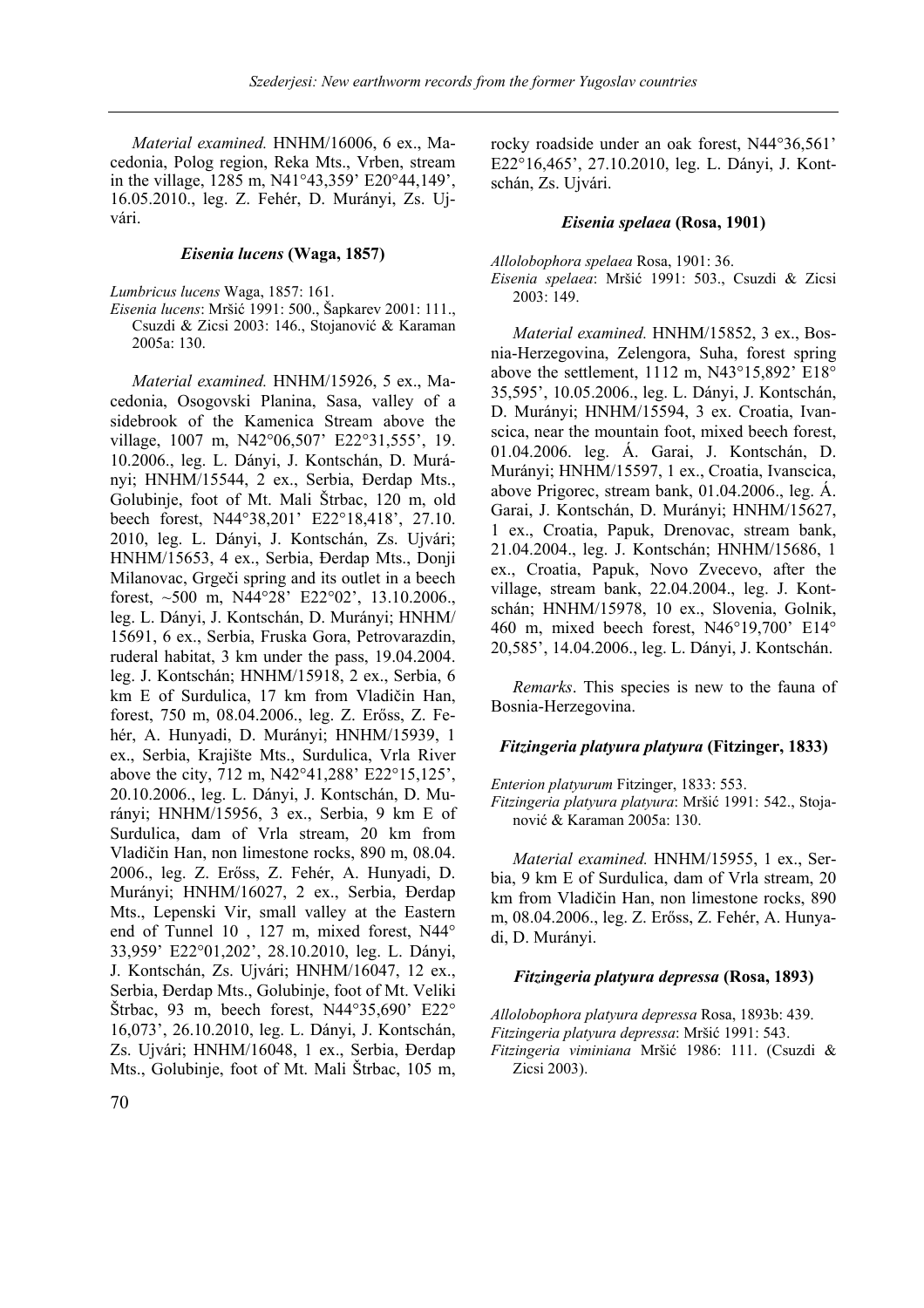*Material examined.* HNHM/16006, 6 ex., Macedonia, Polog region, Reka Mts., Vrben, stream in the village, 1285 m, N41°43,359' E20°44,149', 16.05.2010., leg. Z. Fehér, D. Murányi, Zs. Ujvári.

### *Eisenia lucens* (Waga, 1857)

*Lumbricus lucens* Waga, 1857: 161.
*Eisenia lucens*: Mršić 1991: 500., Šapkarev 2001: 111., Csuzdi & Zicsi 2003: 146., Stojanović & Karaman 2005a: 130.

*Material examined.* HNHM/15926, 5 ex., Macedonia, Osogovski Planina, Sasa, valley of a sidebrook of the Kamenica Stream above the village, 1007 m, N42°06,507' E22°31,555', 19. 10.2006., leg. L. Dányi, J. Kontschán, D. Murányi; HNHM/15544, 2 ex., Serbia, Đerdap Mts., Golubinje, foot of Mt. Mali Štrbac, 120 m, old beech forest, N44°38,201' E22°18,418', 27.10. 2010, leg. L. Dányi, J. Kontschán, Zs. Ujvári; HNHM/15653, 4 ex., Serbia, Đerdap Mts., Donji Milanovac, Grgeči spring and its outlet in a beech forest, ~500 m, N44°28' E22°02', 13.10.2006., leg. L. Dányi, J. Kontschán, D. Murányi; HNHM/ 15691, 6 ex., Serbia, Fruska Gora, Petrovarazdin, ruderal habitat, 3 km under the pass, 19.04.2004. leg. J. Kontschán; HNHM/15918, 2 ex., Serbia, 6 km E of Surdulica, 17 km from Vladičin Han, forest, 750 m, 08.04.2006., leg. Z. Erőss, Z. Fehér, A. Hunyadi, D. Murányi; HNHM/15939, 1 ex., Serbia, Krajište Mts., Surdulica, Vrla River above the city, 712 m, N42°41,288' E22°15,125', 20.10.2006., leg. L. Dányi, J. Kontschán, D. Murányi; HNHM/15956, 3 ex., Serbia, 9 km E of Surdulica, dam of Vrla stream, 20 km from Vladičin Han, non limestone rocks, 890 m, 08.04. 2006., leg. Z. Erőss, Z. Fehér, A. Hunyadi, D. Murányi; HNHM/16027, 2 ex., Serbia, Đerdap Mts., Lepenski Vir, small valley at the Eastern end of Tunnel 10 , 127 m, mixed forest, N44° 33,959' E22°01,202', 28.10.2010, leg. L. Dányi, J. Kontschán, Zs. Ujvári; HNHM/16047, 12 ex., Serbia, Đerdap Mts., Golubinje, foot of Mt. Veliki Štrbac, 93 m, beech forest, N44°35,690' E22° 16,073', 26.10.2010, leg. L. Dányi, J. Kontschán, Zs. Ujvári; HNHM/16048, 1 ex., Serbia, Đerdap Mts., Golubinje, foot of Mt. Mali Štrbac, 105 m, rocky roadside under an oak forest, N44°36,561' E22°16,465', 27.10.2010, leg. L. Dányi, J. Kontschán, Zs. Ujvári.

### *Eisenia spelaea* (Rosa, 1901)

*Allolobophora spelaea* Rosa, 1901: 36.
*Eisenia spelaea*: Mršić 1991: 503., Csuzdi & Zicsi 2003: 149.

*Material examined.* HNHM/15852, 3 ex., Bosnia-Herzegovina, Zelengora, Suha, forest spring above the settlement, 1112 m, N43°15,892' E18° 35,595', 10.05.2006., leg. L. Dányi, J. Kontschán, D. Murányi; HNHM/15594, 3 ex. Croatia, Ivanscica, near the mountain foot, mixed beech forest, 01.04.2006. leg. Á. Garai, J. Kontschán, D. Murányi; HNHM/15597, 1 ex., Croatia, Ivanscica, above Prigorec, stream bank, 01.04.2006., leg. Á. Garai, J. Kontschán, D. Murányi; HNHM/15627, 1 ex., Croatia, Papuk, Drenovac, stream bank, 21.04.2004., leg. J. Kontschán; HNHM/15686, 1 ex., Croatia, Papuk, Novo Zvecevo, after the village, stream bank, 22.04.2004., leg. J. Kontschán; HNHM/15978, 10 ex., Slovenia, Golnik, 460 m, mixed beech forest, N46°19,700' E14° 20,585', 14.04.2006., leg. L. Dányi, J. Kontschán.

*Remarks*. This species is new to the fauna of Bosnia-Herzegovina.

### *Fitzingeria platyura platyura* (Fitzinger, 1833)

*Enterion platyurum* Fitzinger, 1833: 553.
*Fitzingeria platyura platyura*: Mršić 1991: 542., Stojanović & Karaman 2005a: 130.

*Material examined.* HNHM/15955, 1 ex., Serbia, 9 km E of Surdulica, dam of Vrla stream, 20 km from Vladičin Han, non limestone rocks, 890 m, 08.04.2006., leg. Z. Erőss, Z. Fehér, A. Hunyadi, D. Murányi.

### *Fitzingeria platyura depressa* (Rosa, 1893)

*Allolobophora platyura depressa* Rosa, 1893b: 439.
*Fitzingeria platyura depressa*: Mršić 1991: 543.
*Fitzingeria viminiana* Mršić 1986: 111. (Csuzdi & Zicsi 2003).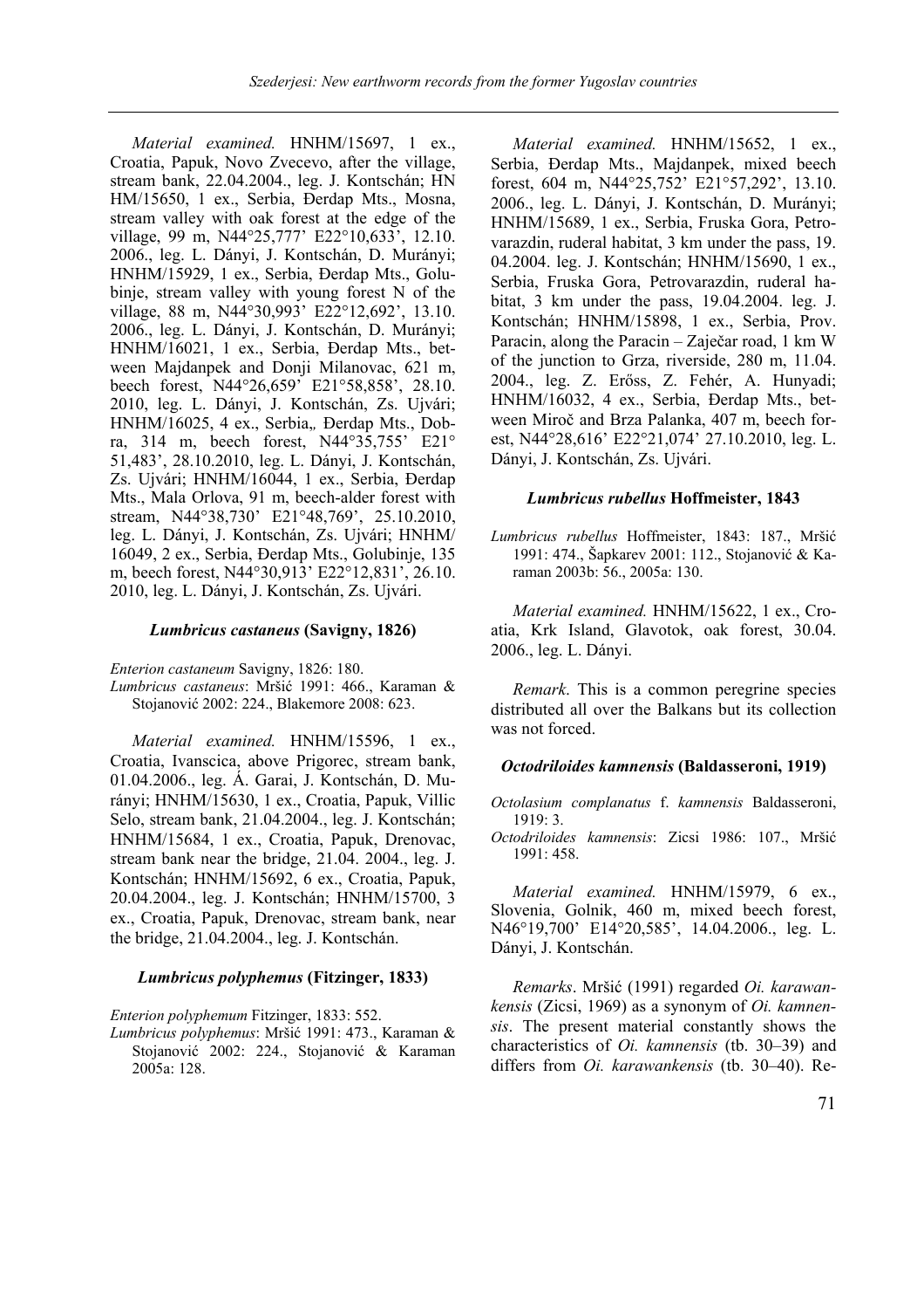*Material examined.* HNHM/15697, 1 ex., Croatia, Papuk, Novo Zvecevo, after the village, stream bank, 22.04.2004., leg. J. Kontschán; HN HM/15650, 1 ex., Serbia, Đerdap Mts., Mosna, stream valley with oak forest at the edge of the village, 99 m, N44°25,777' E22°10,633', 12.10. 2006., leg. L. Dányi, J. Kontschán, D. Murányi; HNHM/15929, 1 ex., Serbia, Đerdap Mts., Golubinje, stream valley with young forest N of the village, 88 m, N44°30,993' E22°12,692', 13.10. 2006., leg. L. Dányi, J. Kontschán, D. Murányi; HNHM/16021, 1 ex., Serbia, Đerdap Mts., between Majdanpek and Donji Milanovac, 621 m, beech forest, N44°26,659' E21°58,858', 28.10. 2010, leg. L. Dányi, J. Kontschán, Zs. Ujvári; HNHM/16025, 4 ex., Serbia„ Đerdap Mts., Dobra, 314 m, beech forest, N44°35,755' E21° 51,483', 28.10.2010, leg. L. Dányi, J. Kontschán, Zs. Ujvári; HNHM/16044, 1 ex., Serbia, Đerdap Mts., Mala Orlova, 91 m, beech-alder forest with stream, N44°38,730' E21°48,769', 25.10.2010, leg. L. Dányi, J. Kontschán, Zs. Ujvári; HNHM/ 16049, 2 ex., Serbia, Đerdap Mts., Golubinje, 135 m, beech forest, N44°30,913' E22°12,831', 26.10. 2010, leg. L. Dányi, J. Kontschán, Zs. Ujvári.

#### *Lumbricus castaneus* (Savigny, 1826)

*Enterion castaneum* Savigny, 1826: 180.
*Lumbricus castaneus*: Mršić 1991: 466., Karaman & Stojanović 2002: 224., Blakemore 2008: 623.

*Material examined.* HNHM/15596, 1 ex., Croatia, Ivanscica, above Prigorec, stream bank, 01.04.2006., leg. Á. Garai, J. Kontschán, D. Murányi; HNHM/15630, 1 ex., Croatia, Papuk, Villic Selo, stream bank, 21.04.2004., leg. J. Kontschán; HNHM/15684, 1 ex., Croatia, Papuk, Drenovac, stream bank near the bridge, 21.04. 2004., leg. J. Kontschán; HNHM/15692, 6 ex., Croatia, Papuk, 20.04.2004., leg. J. Kontschán; HNHM/15700, 3 ex., Croatia, Papuk, Drenovac, stream bank, near the bridge, 21.04.2004., leg. J. Kontschán.

#### *Lumbricus polyphemus* (Fitzinger, 1833)

*Enterion polyphemum* Fitzinger, 1833: 552.
*Lumbricus polyphemus*: Mršić 1991: 473., Karaman & Stojanović 2002: 224., Stojanović & Karaman 2005a: 128.

*Material examined.* HNHM/15652, 1 ex., Serbia, Đerdap Mts., Majdanpek, mixed beech forest, 604 m, N44°25,752' E21°57,292', 13.10. 2006., leg. L. Dányi, J. Kontschán, D. Murányi; HNHM/15689, 1 ex., Serbia, Fruska Gora, Petrovarazdin, ruderal habitat, 3 km under the pass, 19. 04.2004. leg. J. Kontschán; HNHM/15690, 1 ex., Serbia, Fruska Gora, Petrovarazdin, ruderal habitat, 3 km under the pass, 19.04.2004. leg. J. Kontschán; HNHM/15898, 1 ex., Serbia, Prov. Paracin, along the Paracin – Zaječar road, 1 km W of the junction to Grza, riverside, 280 m, 11.04. 2004., leg. Z. Erőss, Z. Fehér, A. Hunyadi; HNHM/16032, 4 ex., Serbia, Đerdap Mts., between Miroč and Brza Palanka, 407 m, beech forest, N44°28,616' E22°21,074' 27.10.2010, leg. L. Dányi, J. Kontschán, Zs. Ujvári.

#### *Lumbricus rubellus* Hoffmeister, 1843

*Lumbricus rubellus* Hoffmeister, 1843: 187., Mršić 1991: 474., Šapkarev 2001: 112., Stojanović & Karaman 2003b: 56., 2005a: 130.

*Material examined.* HNHM/15622, 1 ex., Croatia, Krk Island, Glavotok, oak forest, 30.04. 2006., leg. L. Dányi.

*Remark*. This is a common peregrine species distributed all over the Balkans but its collection was not forced.

#### *Octodriloides kamnensis* (Baldasseroni, 1919)

*Octolasium complanatus* f. *kamnensis* Baldasseroni, 1919: 3.
*Octodriloides kamnensis*: Zicsi 1986: 107., Mršić 1991: 458.

*Material examined.* HNHM/15979, 6 ex., Slovenia, Golnik, 460 m, mixed beech forest, N46°19,700' E14°20,585', 14.04.2006., leg. L. Dányi, J. Kontschán.

*Remarks*. Mršić (1991) regarded *Oi. karawankensis* (Zicsi, 1969) as a synonym of *Oi. kamnensis*. The present material constantly shows the characteristics of *Oi. kamnensis* (tb. 30–39) and differs from *Oi. karawankensis* (tb. 30–40). Re-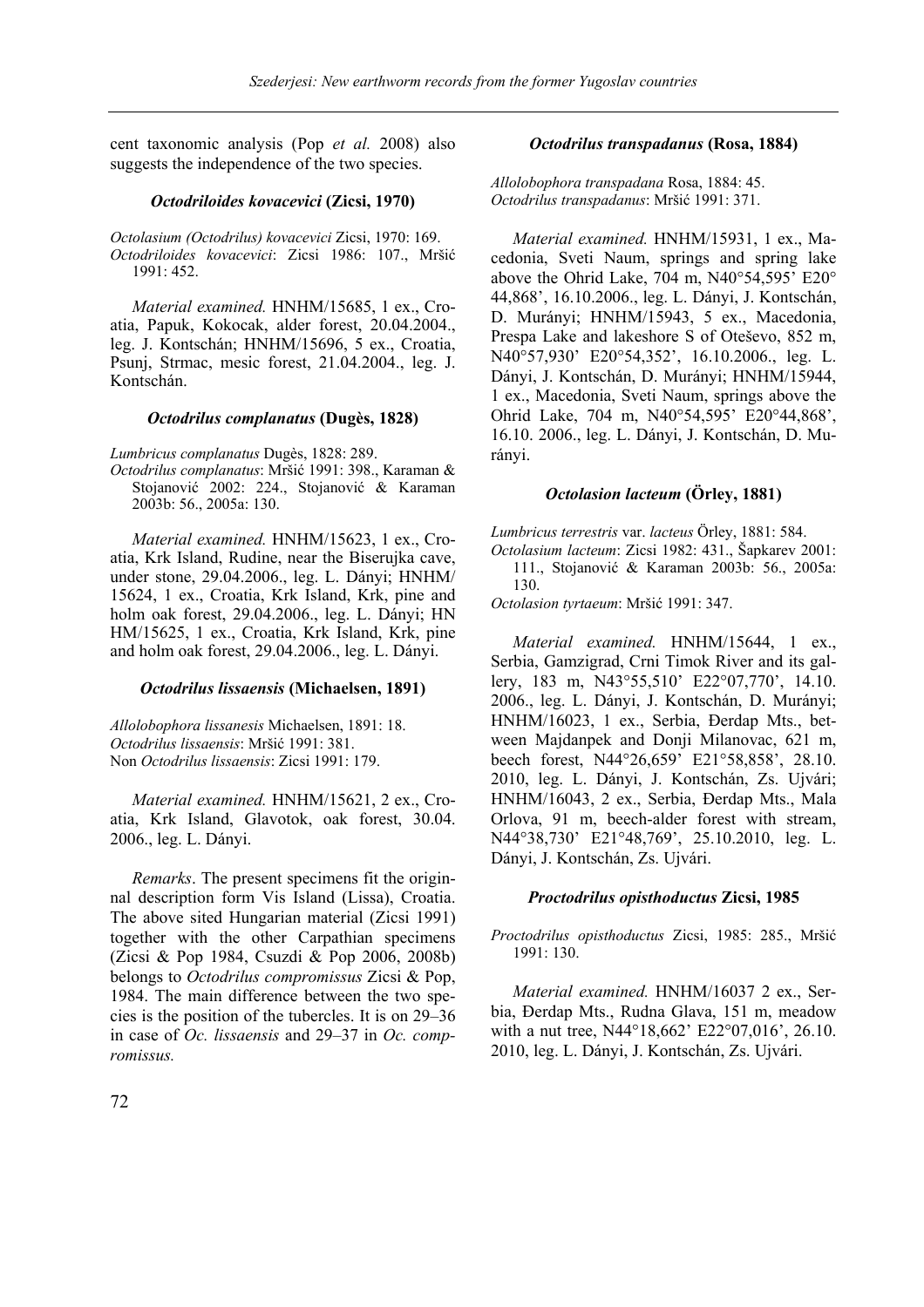cent taxonomic analysis (Pop *et al.* 2008) also suggests the independence of the two species.

### *Octodriloides kovacevici* (Zicsi, 1970)

*Octolasium (Octodrilus) kovacevici* Zicsi, 1970: 169.
*Octodriloides kovacevici*: Zicsi 1986: 107., Mršić 1991: 452.

*Material examined.* HNHM/15685, 1 ex., Croatia, Papuk, Kokocak, alder forest, 20.04.2004., leg. J. Kontschán; HNHM/15696, 5 ex., Croatia, Psunj, Strmac, mesic forest, 21.04.2004., leg. J. Kontschán.

### *Octodrilus complanatus* (Dugès, 1828)

*Lumbricus complanatus* Dugès, 1828: 289.
*Octodrilus complanatus*: Mršić 1991: 398., Karaman & Stojanović 2002: 224., Stojanović & Karaman 2003b: 56., 2005a: 130.

*Material examined.* HNHM/15623, 1 ex., Croatia, Krk Island, Rudine, near the Biserujka cave, under stone, 29.04.2006., leg. L. Dányi; HNHM/15624, 1 ex., Croatia, Krk Island, Krk, pine and holm oak forest, 29.04.2006., leg. L. Dányi; HNHM/15625, 1 ex., Croatia, Krk Island, Krk, pine and holm oak forest, 29.04.2006., leg. L. Dányi.

### *Octodrilus lissaensis* (Michaelsen, 1891)

*Allolobophora lissanesis* Michaelsen, 1891: 18.
*Octodrilus lissaensis*: Mršić 1991: 381.
Non *Octodrilus lissaensis*: Zicsi 1991: 179.

*Material examined.* HNHM/15621, 2 ex., Croatia, Krk Island, Glavotok, oak forest, 30.04. 2006., leg. L. Dányi.

*Remarks*. The present specimens fit the orignal description form Vis Island (Lissa), Croatia. The above sited Hungarian material (Zicsi 1991) together with the other Carpathian specimens (Zicsi & Pop 1984, Csuzdi & Pop 2006, 2008b) belongs to *Octodrilus compromissus* Zicsi & Pop, 1984. The main difference between the two species is the position of the tubercles. It is on 29–36 in case of *Oc. lissaensis* and 29–37 in *Oc. compromissus.*

### *Octodrilus transpadanus* (Rosa, 1884)

*Allolobophora transpadana* Rosa, 1884: 45.
*Octodrilus transpadanus*: Mršić 1991: 371.

*Material examined.* HNHM/15931, 1 ex., Macedonia, Sveti Naum, springs and spring lake above the Ohrid Lake, 704 m, N40°54,595' E20°44,868', 16.10.2006., leg. L. Dányi, J. Kontschán, D. Murányi; HNHM/15943, 5 ex., Macedonia, Prespa Lake and lakeshore S of Oteševo, 852 m, N40°57,930' E20°54,352', 16.10.2006., leg. L. Dányi, J. Kontschán, D. Murányi; HNHM/15944, 1 ex., Macedonia, Sveti Naum, springs above the Ohrid Lake, 704 m, N40°54,595' E20°44,868', 16.10. 2006., leg. L. Dányi, J. Kontschán, D. Murányi.

### *Octolasion lacteum* (Örley, 1881)

*Lumbricus terrestris* var. *lacteus* Örley, 1881: 584.
*Octolasium lacteum*: Zicsi 1982: 431., Šapkarev 2001: 111., Stojanović & Karaman 2003b: 56., 2005a: 130.
*Octolasion tyrtaeum*: Mršić 1991: 347.

*Material examined.* HNHM/15644, 1 ex., Serbia, Gamzigrad, Crni Timok River and its gallery, 183 m, N43°55,510' E22°07,770', 14.10. 2006., leg. L. Dányi, J. Kontschán, D. Murányi; HNHM/16023, 1 ex., Serbia, Đerdap Mts., between Majdanpek and Donji Milanovac, 621 m, beech forest, N44°26,659' E21°58,858', 28.10. 2010, leg. L. Dányi, J. Kontschán, Zs. Ujvári; HNHM/16043, 2 ex., Serbia, Đerdap Mts., Mala Orlova, 91 m, beech-alder forest with stream, N44°38,730' E21°48,769', 25.10.2010, leg. L. Dányi, J. Kontschán, Zs. Ujvári.

### *Proctodrilus opisthoductus* Zicsi, 1985

*Proctodrilus opisthoductus* Zicsi, 1985: 285., Mršić 1991: 130.

*Material examined.* HNHM/16037 2 ex., Serbia, Đerdap Mts., Rudna Glava, 151 m, meadow with a nut tree, N44°18,662' E22°07,016', 26.10. 2010, leg. L. Dányi, J. Kontschán, Zs. Ujvári.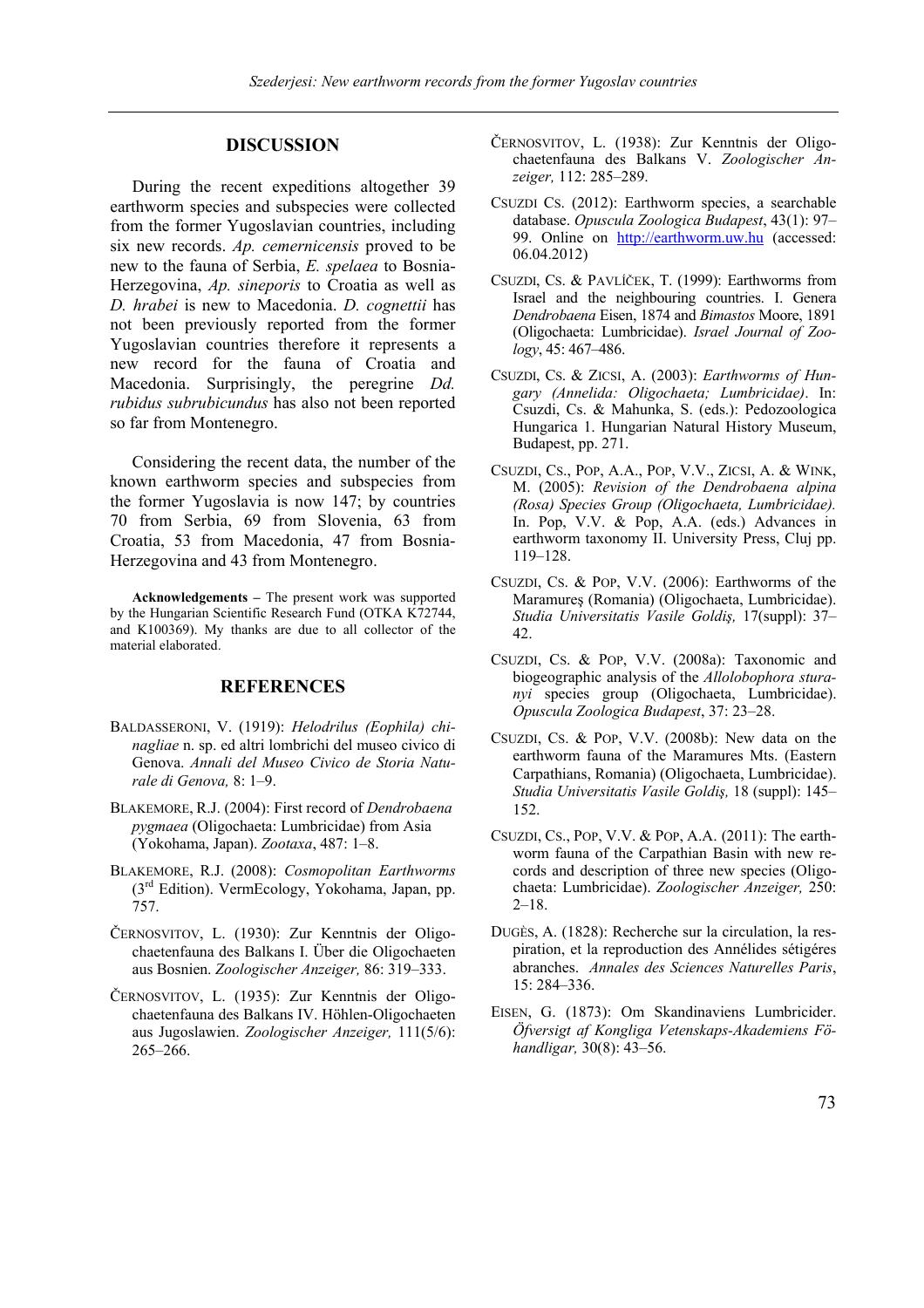## DISCUSSION

During the recent expeditions altogether 39 earthworm species and subspecies were collected from the former Yugoslavian countries, including six new records. *Ap. cernernicensis* proved to be new to the fauna of Serbia, *E. spelaea* to Bosnia-Herzegovina, *Ap. sineporis* to Croatia as well as *D. hrabei* is new to Macedonia. *D. cognettii* has not been previously reported from the former Yugoslavian countries therefore it represents a new record for the fauna of Croatia and Macedonia. Surprisingly, the peregrine *Dd. rubidus subrubicundus* has also not been reported so far from Montenegro.

Considering the recent data, the number of the known earthworm species and subspecies from the former Yugoslavia is now 147; by countries 70 from Serbia, 69 from Slovenia, 63 from Croatia, 53 from Macedonia, 47 from Bosnia-Herzegovina and 43 from Montenegro.

**Acknowledgements –** The present work was supported by the Hungarian Scientific Research Fund (OTKA K72744, and K100369). My thanks are due to all collector of the material elaborated.

## REFERENCES

BALDASSERONI, V. (1919): *Helodrilus (Eophila) chinagliae* n. sp. ed altri lombrichi del museo civico di Genova. *Annali del Museo Civico de Storia Naturale di Genova,* 8: 1–9.

BLAKEMORE, R.J. (2004): First record of *Dendrobaena pygmaea* (Oligochaeta: Lumbricidae) from Asia (Yokohama, Japan). *Zootaxa*, 487: 1–8.

BLAKEMORE, R.J. (2008): *Cosmopolitan Earthworms* (3rd Edition). VermEcology, Yokohama, Japan, pp. 757.

ČERNOSVITOV, L. (1930): Zur Kenntnis der Oligochaetenfauna des Balkans I. Über die Oligochaeten aus Bosnien. *Zoologischer Anzeiger,* 86: 319–333.

ČERNOSVITOV, L. (1935): Zur Kenntnis der Oligochaetenfauna des Balkans IV. Höhlen-Oligochaeten aus Jugoslawien. *Zoologischer Anzeiger,* 111(5/6): 265–266.

ČERNOSVITOV, L. (1938): Zur Kenntnis der Oligochaetenfauna des Balkans V. *Zoologischer Anzeiger,* 112: 285–289.

CSUZDI CS. (2012): Earthworm species, a searchable database. *Opuscula Zoologica Budapest*, 43(1): 97–99. Online on http://earthworm.uw.hu (accessed: 06.04.2012)

CSUZDI, CS. & PAVLÍČEK, T. (1999): Earthworms from Israel and the neighbouring countries. I. Genera *Dendrobaena* Eisen, 1874 and *Bimastos* Moore, 1891 (Oligochaeta: Lumbricidae). *Israel Journal of Zoology*, 45: 467–486.

CSUZDI, CS. & ZICSI, A. (2003): *Earthworms of Hungary (Annelida: Oligochaeta; Lumbricidae)*. In: Csuzdi, Cs. & Mahunka, S. (eds.): Pedozoologica Hungarica 1. Hungarian Natural History Museum, Budapest, pp. 271.

CSUZDI, CS., POP, A.A., POP, V.V., ZICSI, A. & WINK, M. (2005): *Revision of the Dendrobaena alpina (Rosa) Species Group (Oligochaeta, Lumbricidae).* In. Pop, V.V. & Pop, A.A. (eds.) Advances in earthworm taxonomy II. University Press, Cluj pp. 119–128.

CSUZDI, CS. & POP, V.V. (2006): Earthworms of the Maramureş (Romania) (Oligochaeta, Lumbricidae). *Studia Universitatis Vasile Goldiş,* 17(suppl): 37–42.

CSUZDI, CS. & POP, V.V. (2008a): Taxonomic and biogeographic analysis of the *Allolobophora sturanyi* species group (Oligochaeta, Lumbricidae). *Opuscula Zoologica Budapest*, 37: 23–28.

CSUZDI, CS. & POP, V.V. (2008b): New data on the earthworm fauna of the Maramures Mts. (Eastern Carpathians, Romania) (Oligochaeta, Lumbricidae). *Studia Universitatis Vasile Goldiş,* 18 (suppl): 145–152.

CSUZDI, CS., POP, V.V. & POP, A.A. (2011): The earthworm fauna of the Carpathian Basin with new records and description of three new species (Oligochaeta: Lumbricidae). *Zoologischer Anzeiger,* 250: 2–18.

DUGÈS, A. (1828): Recherche sur la circulation, la respiration, et la reproduction des Annélides sétigéres abranches. *Annales des Sciences Naturelles Paris*, 15: 284–336.

EISEN, G. (1873): Om Skandinaviens Lumbricider. *Öfversigt af Kongliga Vetenskaps-Akademiens Föhandligar,* 30(8): 43–56.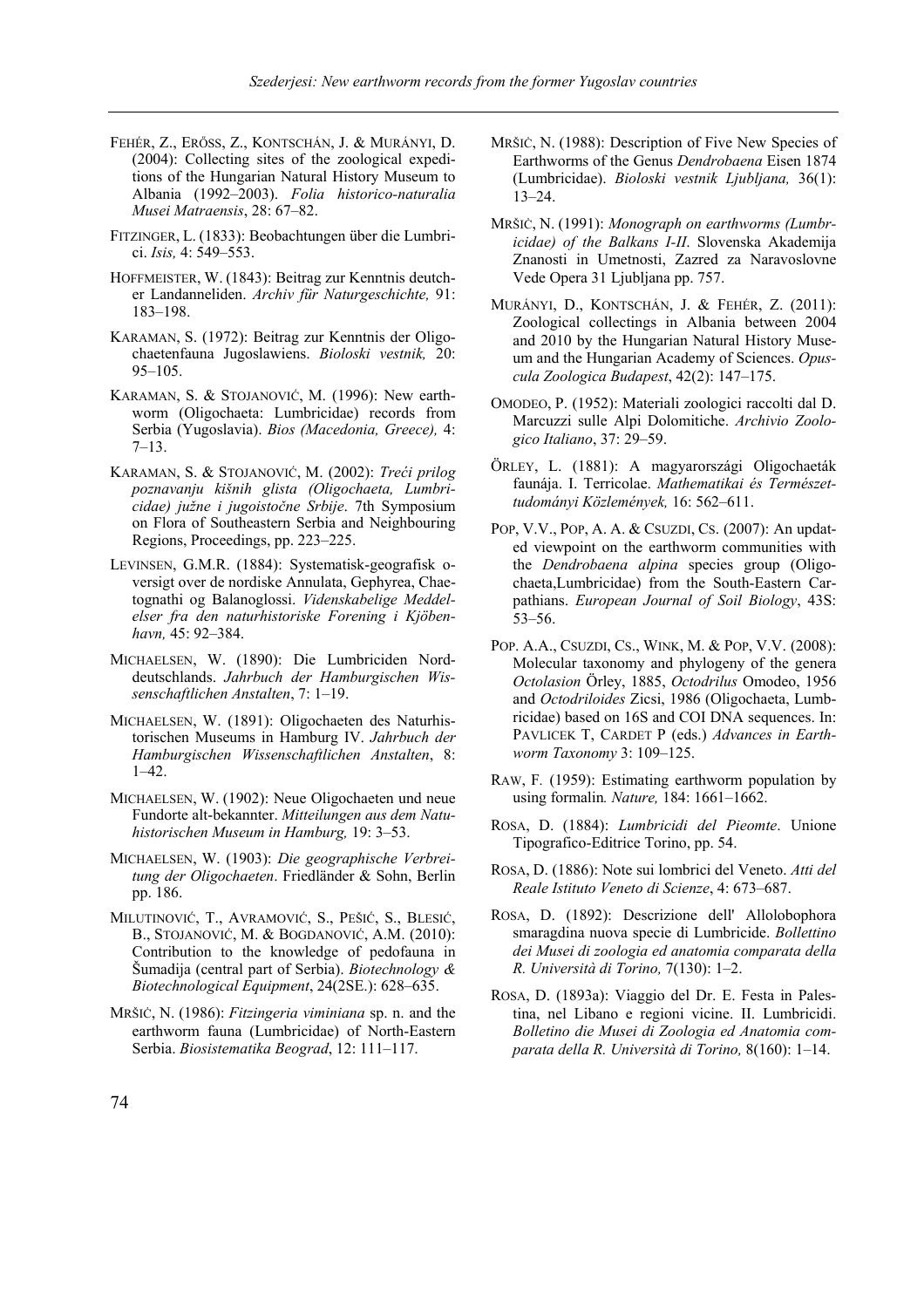FEHÉR, Z., ERŐSS, Z., KONTSCHÁN, J. & MURÁNYI, D. (2004): Collecting sites of the zoological expeditions of the Hungarian Natural History Museum to Albania (1992–2003). *Folia historico-naturalia Musei Matraensis*, 28: 67–82.

FITZINGER, L. (1833): Beobachtungen über die Lumbrici. *Isis,* 4: 549–553.

HOFFMEISTER, W. (1843): Beitrag zur Kenntnis deutcher Landanneliden. *Archiv für Naturgeschichte,* 91: 183–198.

KARAMAN, S. (1972): Beitrag zur Kenntnis der Oligochaetenfauna Jugoslawiens. *Bioloski vestnik,* 20: 95–105.

KARAMAN, S. & STOJANOVIĆ, M. (1996): New earthworm (Oligochaeta: Lumbricidae) records from Serbia (Yugoslavia). *Bios (Macedonia, Greece),* 4: 7–13.

KARAMAN, S. & STOJANOVIĆ, M. (2002): *Treći prilog poznavanju kišnih glista (Oligochaeta, Lumbricidae) južne i jugoistočne Srbije*. 7th Symposium on Flora of Southeastern Serbia and Neighbouring Regions, Proceedings, pp. 223–225.

LEVINSEN, G.M.R. (1884): Systematisk-geografisk oversigt over de nordiske Annulata, Gephyrea, Chaetognathi og Balanoglossi. *Videnskabelige Meddelelser fra den naturhistoriske Forening i Kjöbenhavn,* 45: 92–384.

MICHAELSEN, W. (1890): Die Lumbriciden Norddeutschlands. *Jahrbuch der Hamburgischen Wissenschaftlichen Anstalten*, 7: 1–19.

MICHAELSEN, W. (1891): Oligochaeten des Naturhistorischen Museums in Hamburg IV. *Jahrbuch der Hamburgischen Wissenschaftlichen Anstalten*, 8: 1–42.

MICHAELSEN, W. (1902): Neue Oligochaeten und neue Fundorte alt-bekannter. *Mitteilungen aus dem Natuhistorischen Museum in Hamburg,* 19: 3–53.

MICHAELSEN, W. (1903): *Die geographische Verbreitung der Oligochaeten*. Friedländer & Sohn, Berlin pp. 186.

MILUTINOVIĆ, T., AVRAMOVIĆ, S., PEŠIĆ, S., BLESIĆ, B., STOJANOVIĆ, M. & BOGDANOVIĆ, A.M. (2010): Contribution to the knowledge of pedofauna in Šumadija (central part of Serbia). *Biotechnology & Biotechnological Equipment*, 24(2SE.): 628–635.

MRŠIĆ, N. (1986): *Fitzingeria viminiana* sp. n. and the earthworm fauna (Lumbricidae) of North-Eastern Serbia. *Biosistematika Beograd*, 12: 111–117.

MRŠIĆ, N. (1988): Description of Five New Species of Earthworms of the Genus *Dendrobaena* Eisen 1874 (Lumbricidae). *Bioloski vestnik Ljubljana,* 36(1): 13–24.

MRŠIĆ, N. (1991): *Monograph on earthworms (Lumbricidae) of the Balkans I-II*. Slovenska Akademija Znanosti in Umetnosti, Zazred za Naravoslovne Vede Opera 31 Ljubljana pp. 757.

MURÁNYI, D., KONTSCHÁN, J. & FEHÉR, Z. (2011): Zoological collectings in Albania between 2004 and 2010 by the Hungarian Natural History Museum and the Hungarian Academy of Sciences. *Opuscula Zoologica Budapest*, 42(2): 147–175.

OMODEO, P. (1952): Materiali zoologici raccolti dal D. Marcuzzi sulle Alpi Dolomitiche. *Archivio Zoologico Italiano*, 37: 29–59.

ÖRLEY, L. (1881): A magyarországi Oligochaeták faunája. I. Terricolae. *Mathematikai és Természettudományi Közlemények,* 16: 562–611.

POP, V.V., POP, A. A. & CSUZDI, CS. (2007): An updated viewpoint on the earthworm communities with the *Dendrobaena alpina* species group (Oligochaeta,Lumbricidae) from the South-Eastern Carpathians. *European Journal of Soil Biology*, 43S: 53–56.

POP. A.A., CSUZDI, CS., WINK, M. & POP, V.V. (2008): Molecular taxonomy and phylogeny of the genera *Octolasion* Örley, 1885, *Octodrilus* Omodeo, 1956 and *Octodriloides* Zicsi, 1986 (Oligochaeta, Lumbricidae) based on 16S and COI DNA sequences. In: PAVLICEK T, CARDET P (eds.) *Advances in Earthworm Taxonomy* 3: 109–125.

RAW, F. (1959): Estimating earthworm population by using formalin*. Nature,* 184: 1661–1662.

ROSA, D. (1884): *Lumbricidi del Pieomte*. Unione Tipografico-Editrice Torino, pp. 54.

ROSA, D. (1886): Note sui lombrici del Veneto. *Atti del Reale Istituto Veneto di Scienze*, 4: 673–687.

ROSA, D. (1892): Descrizione dell' Allolobophora smaragdina nuova specie di Lumbricide. *Bollettino dei Musei di zoologia ed anatomia comparata della R. Università di Torino,* 7(130): 1–2.

ROSA, D. (1893a): Viaggio del Dr. E. Festa in Palestina, nel Libano e regioni vicine. II. Lumbricidi. *Bolletino die Musei di Zoologia ed Anatomia comparata della R. Università di Torino,* 8(160): 1–14.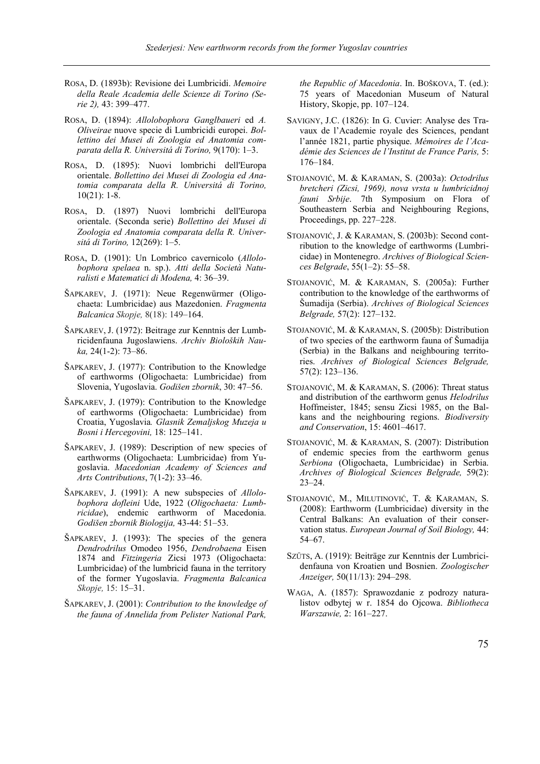ROSA, D. (1893b): Revisione dei Lumbricidi. *Memoire della Reale Academia delle Scienze di Torino (Serie 2),* 43: 399–477.

ROSA, D. (1894): *Allolobophora Ganglbaueri* ed *A. Oliveirae* nuove specie di Lumbricidi europei. *Bollettino dei Musei di Zoologia ed Anatomia comparata della R. Universitá di Torino,* 9(170): 1–3.

ROSA, D. (1895): Nuovi lombrichi dell'Europa orientale. *Bollettino dei Musei di Zoologia ed Anatomia comparata della R. Universitá di Torino,* 10(21): 1-8.

ROSA, D. (1897) Nuovi lombrichi dell'Europa orientale. (Seconda serie) *Bollettino dei Musei di Zoologia ed Anatomia comparata della R. Universitá di Torino,* 12(269): 1–5.

ROSA, D. (1901): Un Lombrico cavernicolo (*Allolobophora spelaea* n. sp.). *Atti della Società Naturalisti e Matematici di Modena,* 4: 36–39.

ŠAPKAREV, J. (1971): Neue Regenwürmer (Oligochaeta: Lumbricidae) aus Mazedonien. *Fragmenta Balcanica Skopje,* 8(18): 149–164.

ŠAPKAREV, J. (1972): Beitrage zur Kenntnis der Lumbricidenfauna Jugoslawiens. *Archiv Bioloških Nauka,* 24(1-2): 73–86.

ŠAPKAREV, J. (1977): Contribution to the Knowledge of earthworms (Oligochaeta: Lumbricidae) from Slovenia, Yugoslavia. *Godišen zbornik*, 30: 47–56.

ŠAPKAREV, J. (1979): Contribution to the Knowledge of earthworms (Oligochaeta: Lumbricidae) from Croatia, Yugoslavia*. Glasnik Zemaljskog Muzeja u Bosni i Hercegovini,* 18: 125–141.

ŠAPKAREV, J. (1989): Description of new species of earthworms (Oligochaeta: Lumbricidae) from Yugoslavia. *Macedonian Academy of Sciences and Arts Contributions*, 7(1-2): 33–46.

ŠAPKAREV, J. (1991): A new subspecies of *Allolobophora dofleini* Ude, 1922 (*Oligochaeta: Lumbricidae*), endemic earthworm of Macedonia. *Godišen zbornik Biologija,* 43-44: 51–53.

ŠAPKAREV, J. (1993): The species of the genera *Dendrodrilus* Omodeo 1956, *Dendrobaena* Eisen 1874 and *Fitzingeria* Zicsi 1973 (Oligochaeta: Lumbricidae) of the lumbricid fauna in the territory of the former Yugoslavia. *Fragmenta Balcanica Skopje,* 15: 15–31.

ŠAPKAREV, J. (2001): *Contribution to the knowledge of the fauna of Annelida from Pelister National Park, the Republic of Macedonia*. In. BOŠKOVA, T. (ed.): 75 years of Macedonian Museum of Natural History, Skopje, pp. 107–124.

SAVIGNY, J.C. (1826): In G. Cuvier: Analyse des Travaux de l'Academie royale des Sciences, pendant l'année 1821, partie physique. *Mémoires de l'Académie des Sciences de l'Institut de France Paris,* 5: 176–184.

STOJANOVIĆ, M. & KARAMAN, S. (2003a): *Octodrilus bretcheri (Zicsi, 1969), nova vrsta u lumbricidnoj fauni Srbije*. 7th Symposium on Flora of Southeastern Serbia and Neighbouring Regions, Proceedings, pp. 227–228.

STOJANOVIĆ, J. & KARAMAN, S. (2003b): Second contribution to the knowledge of earthworms (Lumbricidae) in Montenegro. *Archives of Biological Sciences Belgrade*, 55(1–2): 55–58.

STOJANOVIĆ, M. & KARAMAN, S. (2005a): Further contribution to the knowledge of the earthworms of Šumadija (Serbia). *Archives of Biological Sciences Belgrade,* 57(2): 127–132.

STOJANOVIĆ, M. & KARAMAN, S. (2005b): Distribution of two species of the earthworm fauna of Šumadija (Serbia) in the Balkans and neighbouring territories. *Archives of Biological Sciences Belgrade,* 57(2): 123–136.

STOJANOVIĆ, M. & KARAMAN, S. (2006): Threat status and distribution of the earthworm genus *Helodrilus* Hoffmeister, 1845; sensu Zicsi 1985, on the Balkans and the neighbouring regions. *Biodiversity and Conservation*, 15: 4601–4617.

STOJANOVIĆ, M. & KARAMAN, S. (2007): Distribution of endemic species from the earthworm genus *Serbiona* (Oligochaeta, Lumbricidae) in Serbia. *Archives of Biological Sciences Belgrade,* 59(2): 23–24.

STOJANOVIĆ, M., MILUTINOVIĆ, T. & KARAMAN, S. (2008): Earthworm (Lumbricidae) diversity in the Central Balkans: An evaluation of their conservation status. *European Journal of Soil Biology,* 44: 54–67.

SZŰTS, A. (1919): Beiträge zur Kenntnis der Lumbricidenfauna von Kroatien und Bosnien. *Zoologischer Anzeiger,* 50(11/13): 294–298.

WAGA, A. (1857): Sprawozdanie z podrozy naturalistov odbytej w r. 1854 do Ojcowa. *Bibliotheca Warszawie,* 2: 161–227.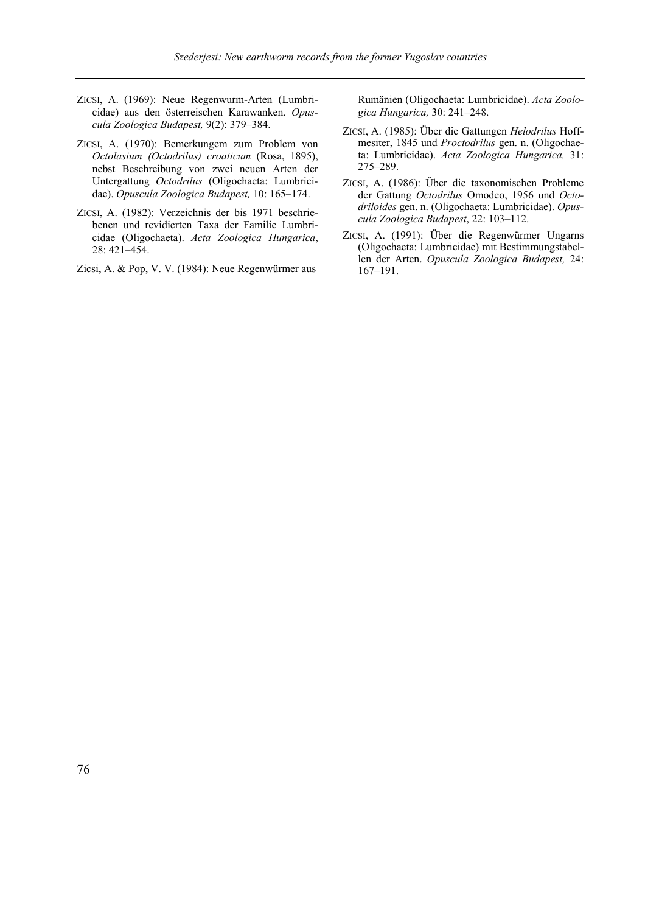Zicsi, A. (1969): Neue Regenwurm-Arten (Lumbricidae) aus den österreischen Karawanken. *Opuscula Zoologica Budapest,* 9(2): 379–384.

Zicsi, A. (1970): Bemerkungem zum Problem von *Octolasium (Octodrilus) croaticum* (Rosa, 1895), nebst Beschreibung von zwei neuen Arten der Untergattung *Octodrilus* (Oligochaeta: Lumbricidae). *Opuscula Zoologica Budapest,* 10: 165–174.

Zicsi, A. (1982): Verzeichnis der bis 1971 beschriebenen und revidierten Taxa der Familie Lumbricidae (Oligochaeta). *Acta Zoologica Hungarica*, 28: 421–454.

Zicsi, A. & Pop, V. V. (1984): Neue Regenwürmer aus Rumänien (Oligochaeta: Lumbricidae). *Acta Zoologica Hungarica,* 30: 241–248.

Zicsi, A. (1985): Über die Gattungen *Helodrilus* Hoffmesiter, 1845 und *Proctodrilus* gen. n. (Oligochaeta: Lumbricidae). *Acta Zoologica Hungarica,* 31: 275–289.

Zicsi, A. (1986): Über die taxonomischen Probleme der Gattung *Octodrilus* Omodeo, 1956 und *Octodriloides* gen. n. (Oligochaeta: Lumbricidae). *Opuscula Zoologica Budapest*, 22: 103–112.

Zicsi, A. (1991): Über die Regenwürmer Ungarns (Oligochaeta: Lumbricidae) mit Bestimmungstabellen der Arten. *Opuscula Zoologica Budapest,* 24: 167–191.